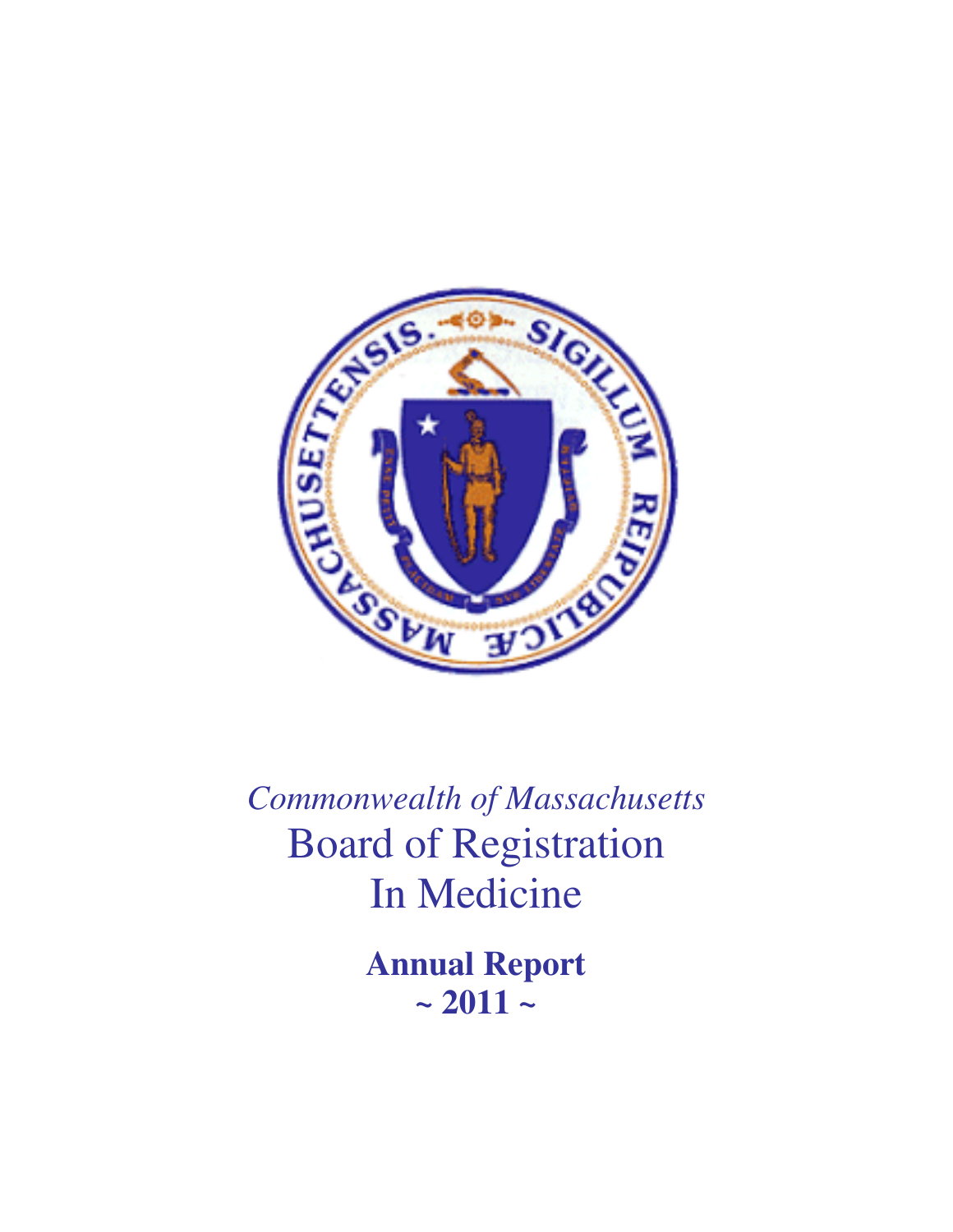*Commonwealth of Massachusetts*

# Board of Registration In Medicine

**Annual Report**
**~ 2011 ~**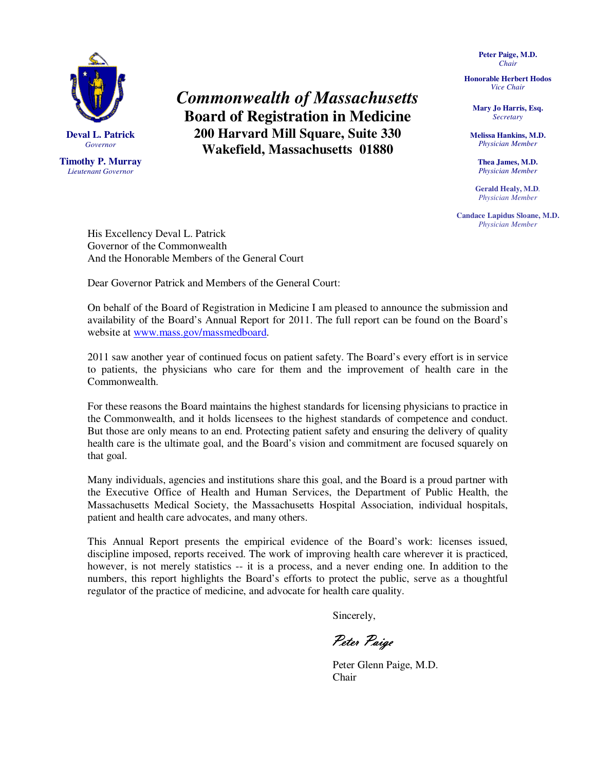**Deval L. Patrick**
*Governor*

**Timothy P. Murray**
*Lieutenant Governor*

# *Commonwealth of Massachusetts*
## Board of Registration in Medicine
### 200 Harvard Mill Square, Suite 330
### Wakefield, Massachusetts 01880

**Peter Paige, M.D.**
*Chair*

**Honorable Herbert Hodos**
*Vice Chair*

**Mary Jo Harris, Esq.**
*Secretary*

**Melissa Hankins, M.D.**
*Physician Member*

**Thea James, M.D.**
*Physician Member*

**Gerald Healy, M.D.**
*Physician Member*

**Candace Lapidus Sloane, M.D.**
*Physician Member*

His Excellency Deval L. Patrick
Governor of the Commonwealth
And the Honorable Members of the General Court

Dear Governor Patrick and Members of the General Court:

On behalf of the Board of Registration in Medicine I am pleased to announce the submission and availability of the Board's Annual Report for 2011. The full report can be found on the Board's website at www.mass.gov/massmedboard.

2011 saw another year of continued focus on patient safety. The Board's every effort is in service to patients, the physicians who care for them and the improvement of health care in the Commonwealth.

For these reasons the Board maintains the highest standards for licensing physicians to practice in the Commonwealth, and it holds licensees to the highest standards of competence and conduct. But those are only means to an end. Protecting patient safety and ensuring the delivery of quality health care is the ultimate goal, and the Board's vision and commitment are focused squarely on that goal.

Many individuals, agencies and institutions share this goal, and the Board is a proud partner with the Executive Office of Health and Human Services, the Department of Public Health, the Massachusetts Medical Society, the Massachusetts Hospital Association, individual hospitals, patient and health care advocates, and many others.

This Annual Report presents the empirical evidence of the Board's work: licenses issued, discipline imposed, reports received. The work of improving health care wherever it is practiced, however, is not merely statistics -- it is a process, and a never ending one. In addition to the numbers, this report highlights the Board's efforts to protect the public, serve as a thoughtful regulator of the practice of medicine, and advocate for health care quality.

Sincerely,

*Peter Paige*

Peter Glenn Paige, M.D.
Chair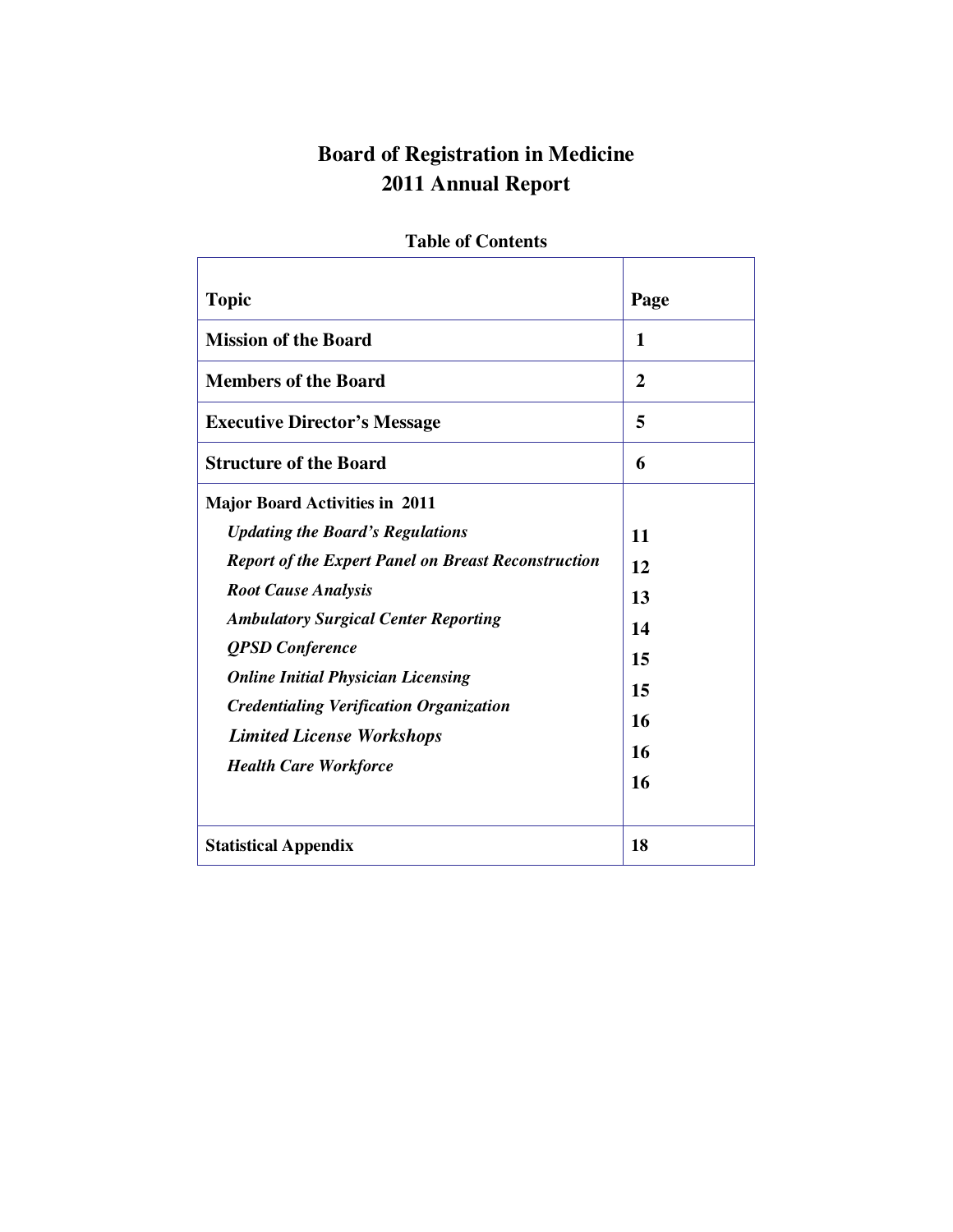# Board of Registration in Medicine
# 2011 Annual Report

**Table of Contents**

| Topic | Page |
|---|---|
| **Mission of the Board** | **1** |
| **Members of the Board** | **2** |
| **Executive Director's Message** | **5** |
| **Structure of the Board** | **6** |
| **Major Board Activities in 2011** | |
| ***Updating the Board's Regulations*** | **11** |
| ***Report of the Expert Panel on Breast Reconstruction*** | **12** |
| ***Root Cause Analysis*** | **13** |
| ***Ambulatory Surgical Center Reporting*** | **14** |
| ***QPSD Conference*** | **15** |
| ***Online Initial Physician Licensing*** | **15** |
| ***Credentialing Verification Organization*** | **16** |
| ***Limited License Workshops*** | **16** |
| ***Health Care Workforce*** | **16** |
| **Statistical Appendix** | **18** |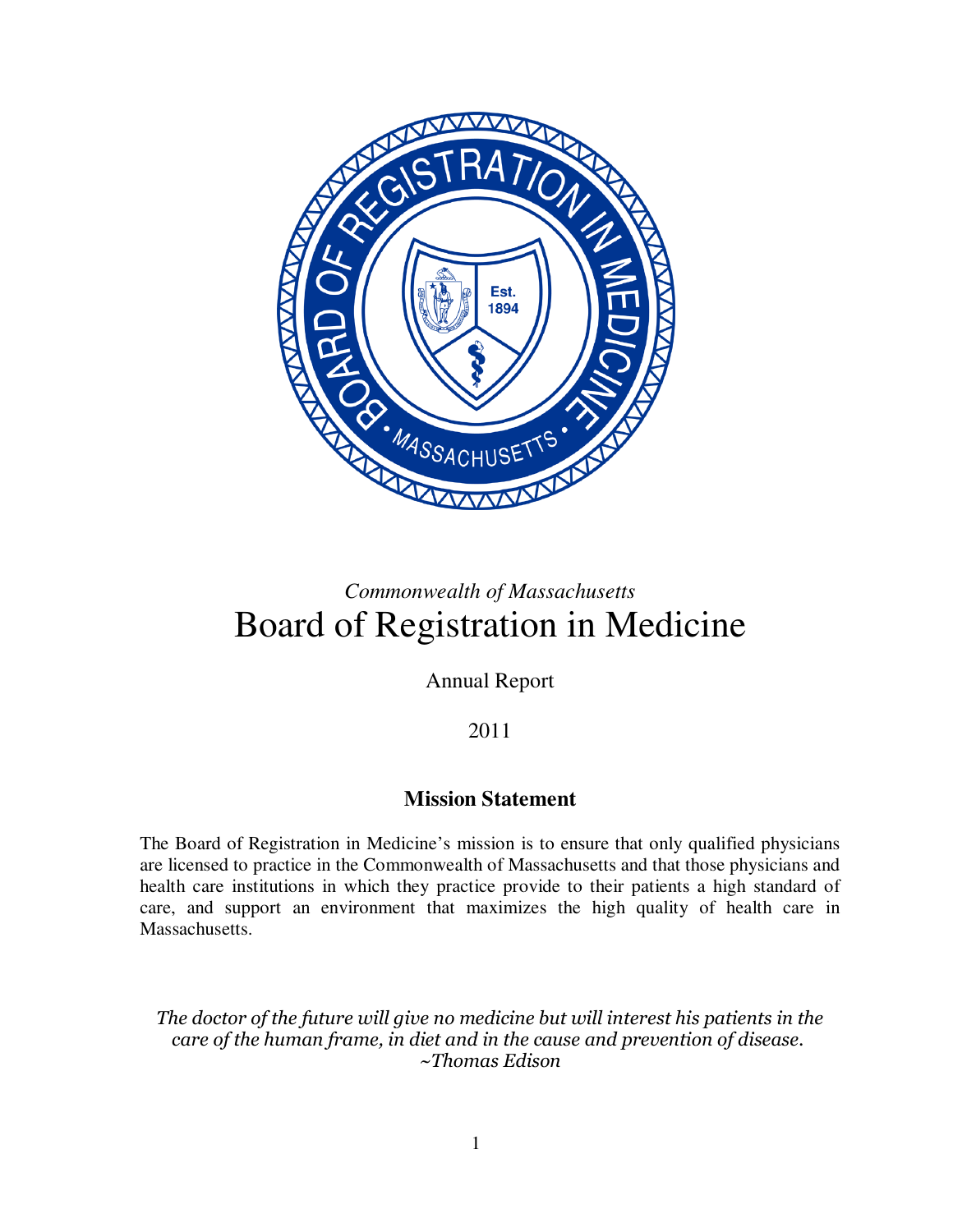*Commonwealth of Massachusetts*

# Board of Registration in Medicine

Annual Report

2011

## Mission Statement

The Board of Registration in Medicine's mission is to ensure that only qualified physicians are licensed to practice in the Commonwealth of Massachusetts and that those physicians and health care institutions in which they practice provide to their patients a high standard of care, and support an environment that maximizes the high quality of health care in Massachusetts.

*The doctor of the future will give no medicine but will interest his patients in the care of the human frame, in diet and in the cause and prevention of disease.*
*~Thomas Edison*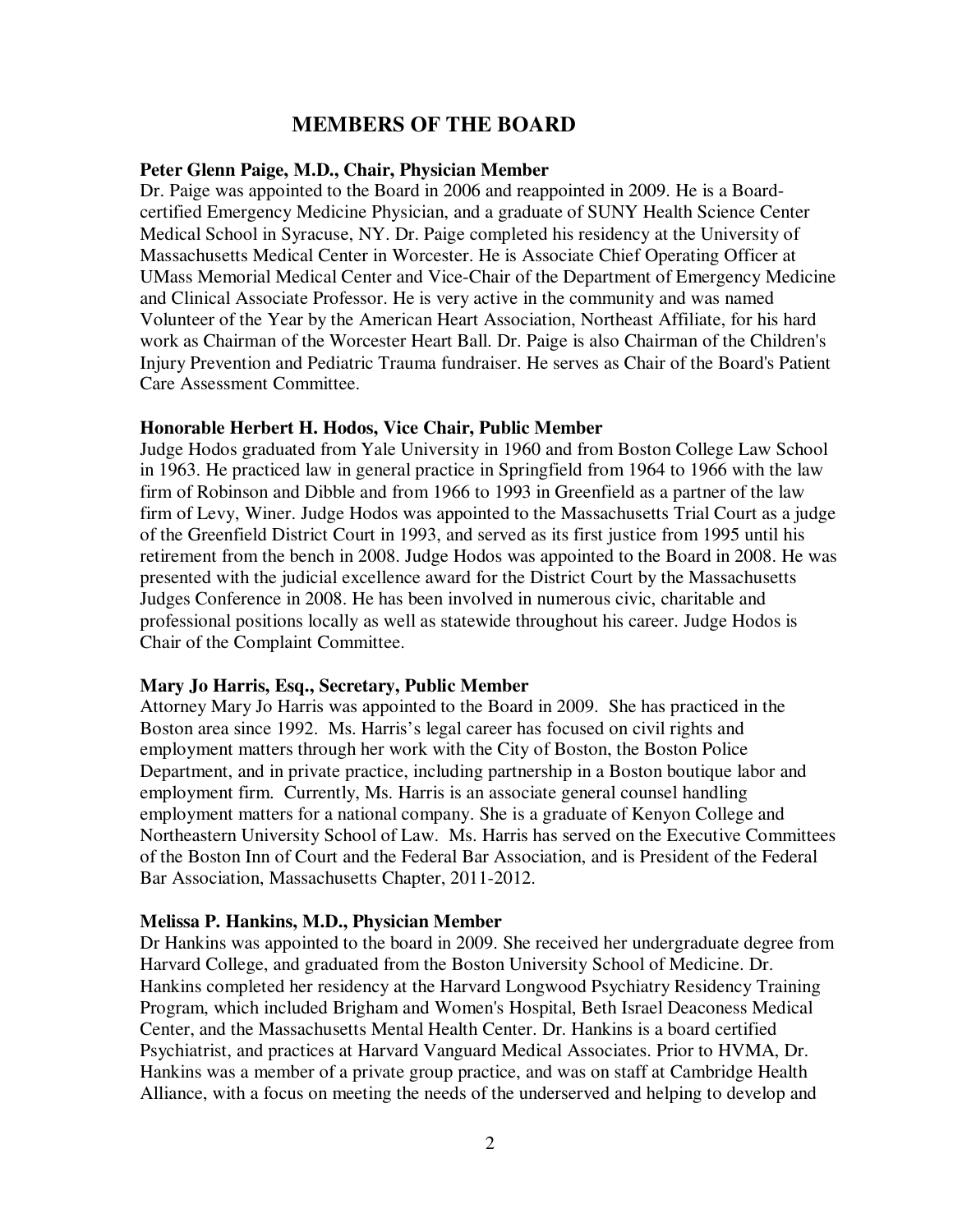## MEMBERS OF THE BOARD

**Peter Glenn Paige, M.D., Chair, Physician Member**

Dr. Paige was appointed to the Board in 2006 and reappointed in 2009. He is a Board-certified Emergency Medicine Physician, and a graduate of SUNY Health Science Center Medical School in Syracuse, NY. Dr. Paige completed his residency at the University of Massachusetts Medical Center in Worcester. He is Associate Chief Operating Officer at UMass Memorial Medical Center and Vice-Chair of the Department of Emergency Medicine and Clinical Associate Professor. He is very active in the community and was named Volunteer of the Year by the American Heart Association, Northeast Affiliate, for his hard work as Chairman of the Worcester Heart Ball. Dr. Paige is also Chairman of the Children's Injury Prevention and Pediatric Trauma fundraiser. He serves as Chair of the Board's Patient Care Assessment Committee.

**Honorable Herbert H. Hodos, Vice Chair, Public Member**

Judge Hodos graduated from Yale University in 1960 and from Boston College Law School in 1963. He practiced law in general practice in Springfield from 1964 to 1966 with the law firm of Robinson and Dibble and from 1966 to 1993 in Greenfield as a partner of the law firm of Levy, Winer. Judge Hodos was appointed to the Massachusetts Trial Court as a judge of the Greenfield District Court in 1993, and served as its first justice from 1995 until his retirement from the bench in 2008. Judge Hodos was appointed to the Board in 2008. He was presented with the judicial excellence award for the District Court by the Massachusetts Judges Conference in 2008. He has been involved in numerous civic, charitable and professional positions locally as well as statewide throughout his career. Judge Hodos is Chair of the Complaint Committee.

**Mary Jo Harris, Esq., Secretary, Public Member**

Attorney Mary Jo Harris was appointed to the Board in 2009. She has practiced in the Boston area since 1992. Ms. Harris's legal career has focused on civil rights and employment matters through her work with the City of Boston, the Boston Police Department, and in private practice, including partnership in a Boston boutique labor and employment firm. Currently, Ms. Harris is an associate general counsel handling employment matters for a national company. She is a graduate of Kenyon College and Northeastern University School of Law. Ms. Harris has served on the Executive Committees of the Boston Inn of Court and the Federal Bar Association, and is President of the Federal Bar Association, Massachusetts Chapter, 2011-2012.

**Melissa P. Hankins, M.D., Physician Member**

Dr Hankins was appointed to the board in 2009. She received her undergraduate degree from Harvard College, and graduated from the Boston University School of Medicine. Dr. Hankins completed her residency at the Harvard Longwood Psychiatry Residency Training Program, which included Brigham and Women's Hospital, Beth Israel Deaconess Medical Center, and the Massachusetts Mental Health Center. Dr. Hankins is a board certified Psychiatrist, and practices at Harvard Vanguard Medical Associates. Prior to HVMA, Dr. Hankins was a member of a private group practice, and was on staff at Cambridge Health Alliance, with a focus on meeting the needs of the underserved and helping to develop and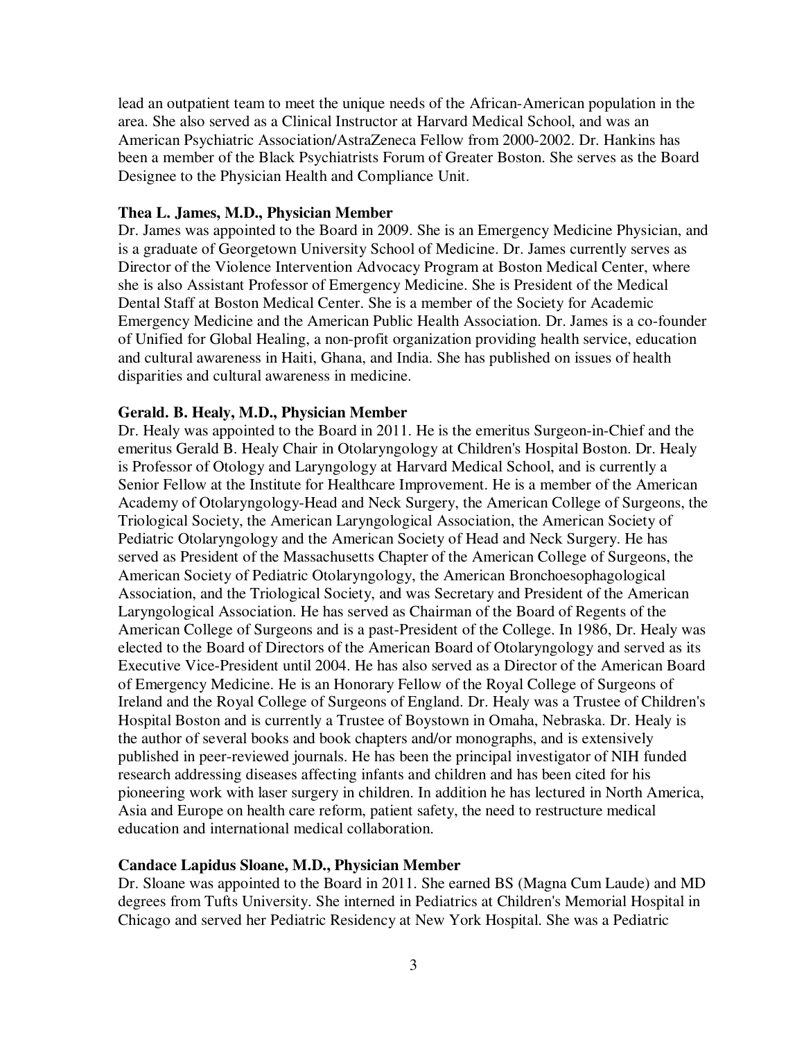lead an outpatient team to meet the unique needs of the African-American population in the area. She also served as a Clinical Instructor at Harvard Medical School, and was an American Psychiatric Association/AstraZeneca Fellow from 2000-2002. Dr. Hankins has been a member of the Black Psychiatrists Forum of Greater Boston. She serves as the Board Designee to the Physician Health and Compliance Unit.

**Thea L. James, M.D., Physician Member**

Dr. James was appointed to the Board in 2009. She is an Emergency Medicine Physician, and is a graduate of Georgetown University School of Medicine. Dr. James currently serves as Director of the Violence Intervention Advocacy Program at Boston Medical Center, where she is also Assistant Professor of Emergency Medicine. She is President of the Medical Dental Staff at Boston Medical Center. She is a member of the Society for Academic Emergency Medicine and the American Public Health Association. Dr. James is a co-founder of Unified for Global Healing, a non-profit organization providing health service, education and cultural awareness in Haiti, Ghana, and India. She has published on issues of health disparities and cultural awareness in medicine.

**Gerald. B. Healy, M.D., Physician Member**

Dr. Healy was appointed to the Board in 2011. He is the emeritus Surgeon-in-Chief and the emeritus Gerald B. Healy Chair in Otolaryngology at Children's Hospital Boston. Dr. Healy is Professor of Otology and Laryngology at Harvard Medical School, and is currently a Senior Fellow at the Institute for Healthcare Improvement. He is a member of the American Academy of Otolaryngology-Head and Neck Surgery, the American College of Surgeons, the Triological Society, the American Laryngological Association, the American Society of Pediatric Otolaryngology and the American Society of Head and Neck Surgery. He has served as President of the Massachusetts Chapter of the American College of Surgeons, the American Society of Pediatric Otolaryngology, the American Bronchoesophagological Association, and the Triological Society, and was Secretary and President of the American Laryngological Association. He has served as Chairman of the Board of Regents of the American College of Surgeons and is a past-President of the College. In 1986, Dr. Healy was elected to the Board of Directors of the American Board of Otolaryngology and served as its Executive Vice-President until 2004. He has also served as a Director of the American Board of Emergency Medicine. He is an Honorary Fellow of the Royal College of Surgeons of Ireland and the Royal College of Surgeons of England. Dr. Healy was a Trustee of Children's Hospital Boston and is currently a Trustee of Boystown in Omaha, Nebraska. Dr. Healy is the author of several books and book chapters and/or monographs, and is extensively published in peer-reviewed journals. He has been the principal investigator of NIH funded research addressing diseases affecting infants and children and has been cited for his pioneering work with laser surgery in children. In addition he has lectured in North America, Asia and Europe on health care reform, patient safety, the need to restructure medical education and international medical collaboration.

**Candace Lapidus Sloane, M.D., Physician Member**

Dr. Sloane was appointed to the Board in 2011. She earned BS (Magna Cum Laude) and MD degrees from Tufts University. She interned in Pediatrics at Children's Memorial Hospital in Chicago and served her Pediatric Residency at New York Hospital. She was a Pediatric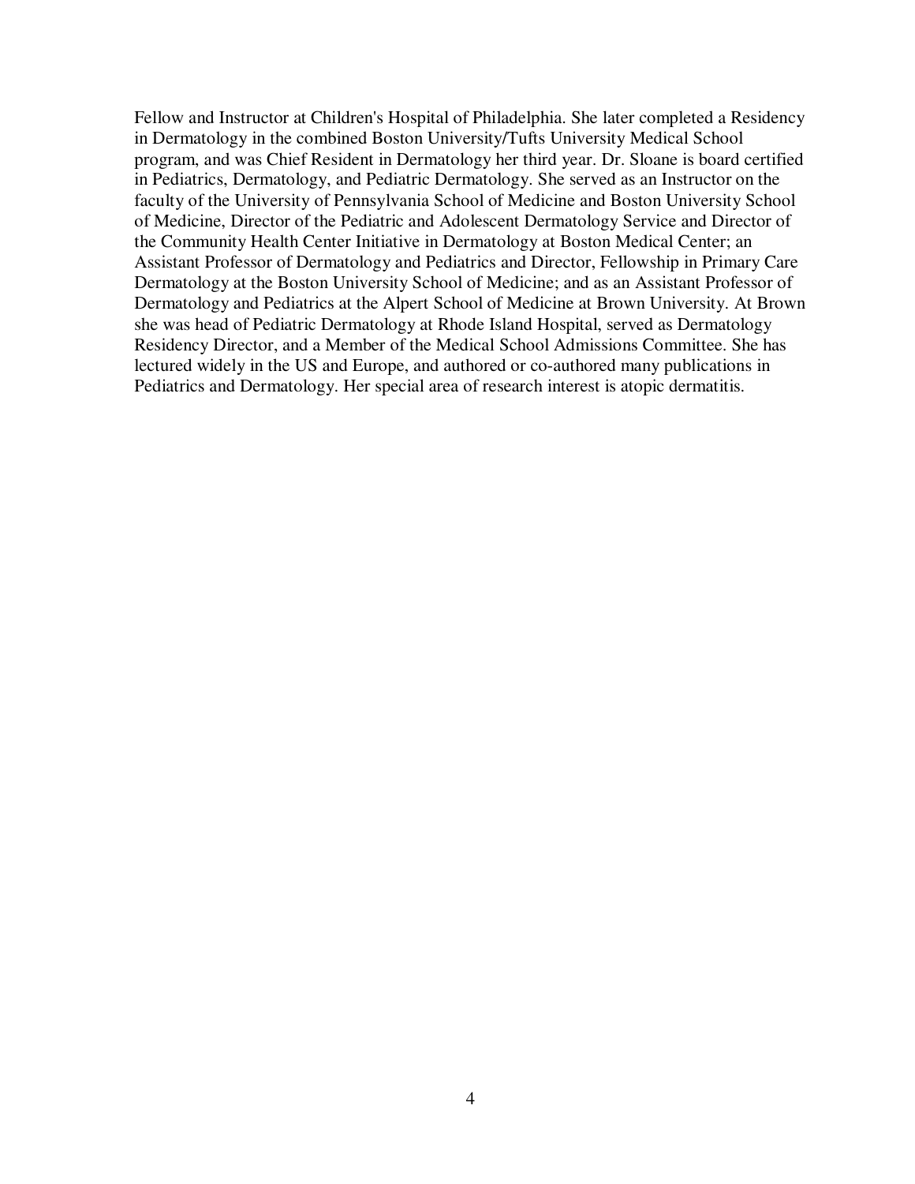Fellow and Instructor at Children's Hospital of Philadelphia. She later completed a Residency in Dermatology in the combined Boston University/Tufts University Medical School program, and was Chief Resident in Dermatology her third year. Dr. Sloane is board certified in Pediatrics, Dermatology, and Pediatric Dermatology. She served as an Instructor on the faculty of the University of Pennsylvania School of Medicine and Boston University School of Medicine, Director of the Pediatric and Adolescent Dermatology Service and Director of the Community Health Center Initiative in Dermatology at Boston Medical Center; an Assistant Professor of Dermatology and Pediatrics and Director, Fellowship in Primary Care Dermatology at the Boston University School of Medicine; and as an Assistant Professor of Dermatology and Pediatrics at the Alpert School of Medicine at Brown University. At Brown she was head of Pediatric Dermatology at Rhode Island Hospital, served as Dermatology Residency Director, and a Member of the Medical School Admissions Committee. She has lectured widely in the US and Europe, and authored or co-authored many publications in Pediatrics and Dermatology. Her special area of research interest is atopic dermatitis.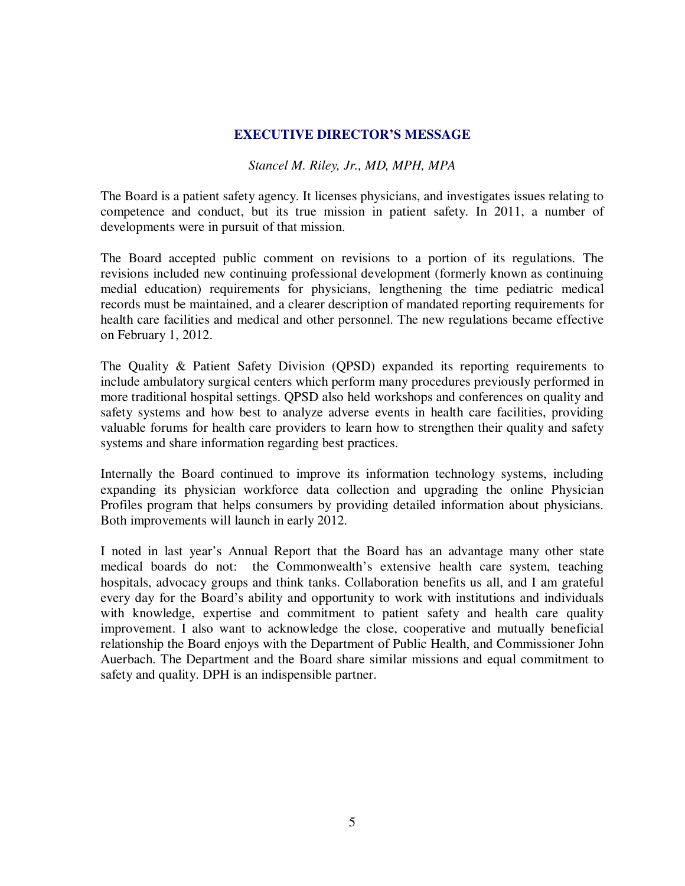## EXECUTIVE DIRECTOR'S MESSAGE

*Stancel M. Riley, Jr., MD, MPH, MPA*

The Board is a patient safety agency. It licenses physicians, and investigates issues relating to competence and conduct, but its true mission in patient safety. In 2011, a number of developments were in pursuit of that mission.

The Board accepted public comment on revisions to a portion of its regulations. The revisions included new continuing professional development (formerly known as continuing medial education) requirements for physicians, lengthening the time pediatric medical records must be maintained, and a clearer description of mandated reporting requirements for health care facilities and medical and other personnel. The new regulations became effective on February 1, 2012.

The Quality & Patient Safety Division (QPSD) expanded its reporting requirements to include ambulatory surgical centers which perform many procedures previously performed in more traditional hospital settings. QPSD also held workshops and conferences on quality and safety systems and how best to analyze adverse events in health care facilities, providing valuable forums for health care providers to learn how to strengthen their quality and safety systems and share information regarding best practices.

Internally the Board continued to improve its information technology systems, including expanding its physician workforce data collection and upgrading the online Physician Profiles program that helps consumers by providing detailed information about physicians. Both improvements will launch in early 2012.

I noted in last year's Annual Report that the Board has an advantage many other state medical boards do not: the Commonwealth's extensive health care system, teaching hospitals, advocacy groups and think tanks. Collaboration benefits us all, and I am grateful every day for the Board's ability and opportunity to work with institutions and individuals with knowledge, expertise and commitment to patient safety and health care quality improvement. I also want to acknowledge the close, cooperative and mutually beneficial relationship the Board enjoys with the Department of Public Health, and Commissioner John Auerbach. The Department and the Board share similar missions and equal commitment to safety and quality. DPH is an indispensible partner.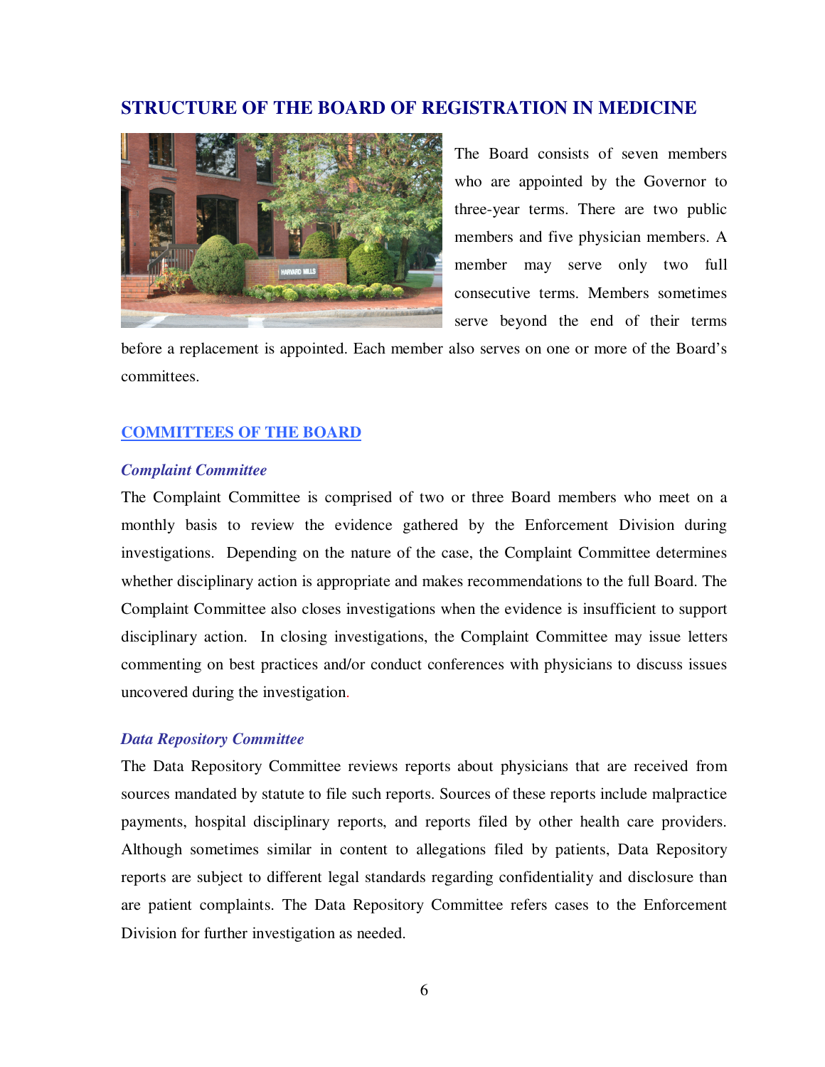## STRUCTURE OF THE BOARD OF REGISTRATION IN MEDICINE

The Board consists of seven members who are appointed by the Governor to three-year terms. There are two public members and five physician members. A member may serve only two full consecutive terms. Members sometimes serve beyond the end of their terms before a replacement is appointed. Each member also serves on one or more of the Board's committees.

### COMMITTEES OF THE BOARD

#### *Complaint Committee*

The Complaint Committee is comprised of two or three Board members who meet on a monthly basis to review the evidence gathered by the Enforcement Division during investigations. Depending on the nature of the case, the Complaint Committee determines whether disciplinary action is appropriate and makes recommendations to the full Board. The Complaint Committee also closes investigations when the evidence is insufficient to support disciplinary action. In closing investigations, the Complaint Committee may issue letters commenting on best practices and/or conduct conferences with physicians to discuss issues uncovered during the investigation.

#### *Data Repository Committee*

The Data Repository Committee reviews reports about physicians that are received from sources mandated by statute to file such reports. Sources of these reports include malpractice payments, hospital disciplinary reports, and reports filed by other health care providers. Although sometimes similar in content to allegations filed by patients, Data Repository reports are subject to different legal standards regarding confidentiality and disclosure than are patient complaints. The Data Repository Committee refers cases to the Enforcement Division for further investigation as needed.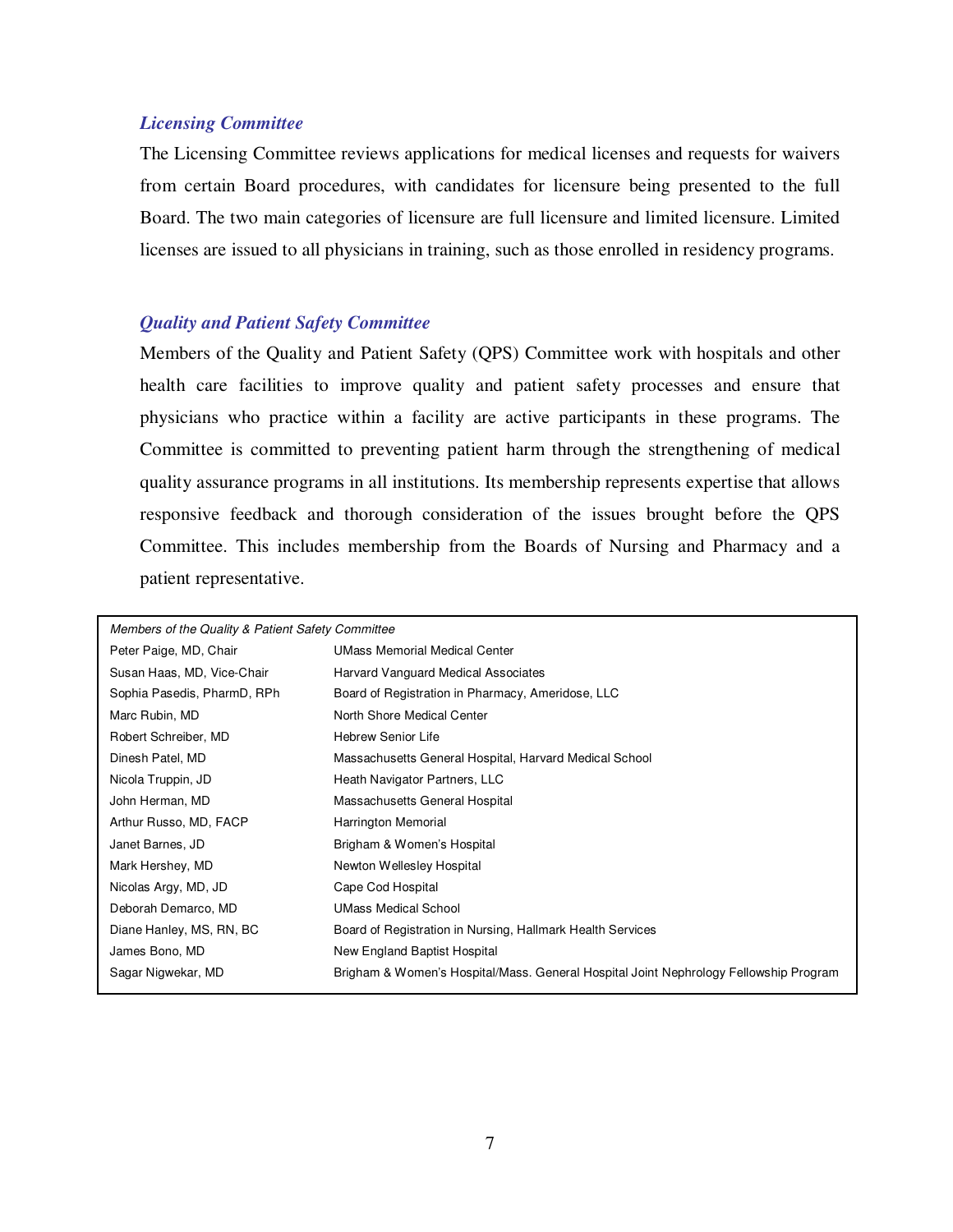### *Licensing Committee*

The Licensing Committee reviews applications for medical licenses and requests for waivers from certain Board procedures, with candidates for licensure being presented to the full Board. The two main categories of licensure are full licensure and limited licensure. Limited licenses are issued to all physicians in training, such as those enrolled in residency programs.

### *Quality and Patient Safety Committee*

Members of the Quality and Patient Safety (QPS) Committee work with hospitals and other health care facilities to improve quality and patient safety processes and ensure that physicians who practice within a facility are active participants in these programs. The Committee is committed to preventing patient harm through the strengthening of medical quality assurance programs in all institutions. Its membership represents expertise that allows responsive feedback and thorough consideration of the issues brought before the QPS Committee. This includes membership from the Boards of Nursing and Pharmacy and a patient representative.

| *Members of the Quality & Patient Safety Committee* | |
|---|---|
| Peter Paige, MD, Chair | UMass Memorial Medical Center |
| Susan Haas, MD, Vice-Chair | Harvard Vanguard Medical Associates |
| Sophia Pasedis, PharmD, RPh | Board of Registration in Pharmacy, Ameridose, LLC |
| Marc Rubin, MD | North Shore Medical Center |
| Robert Schreiber, MD | Hebrew Senior Life |
| Dinesh Patel, MD | Massachusetts General Hospital, Harvard Medical School |
| Nicola Truppin, JD | Heath Navigator Partners, LLC |
| John Herman, MD | Massachusetts General Hospital |
| Arthur Russo, MD, FACP | Harrington Memorial |
| Janet Barnes, JD | Brigham & Women's Hospital |
| Mark Hershey, MD | Newton Wellesley Hospital |
| Nicolas Argy, MD, JD | Cape Cod Hospital |
| Deborah Demarco, MD | UMass Medical School |
| Diane Hanley, MS, RN, BC | Board of Registration in Nursing, Hallmark Health Services |
| James Bono, MD | New England Baptist Hospital |
| Sagar Nigwekar, MD | Brigham & Women's Hospital/Mass. General Hospital Joint Nephrology Fellowship Program |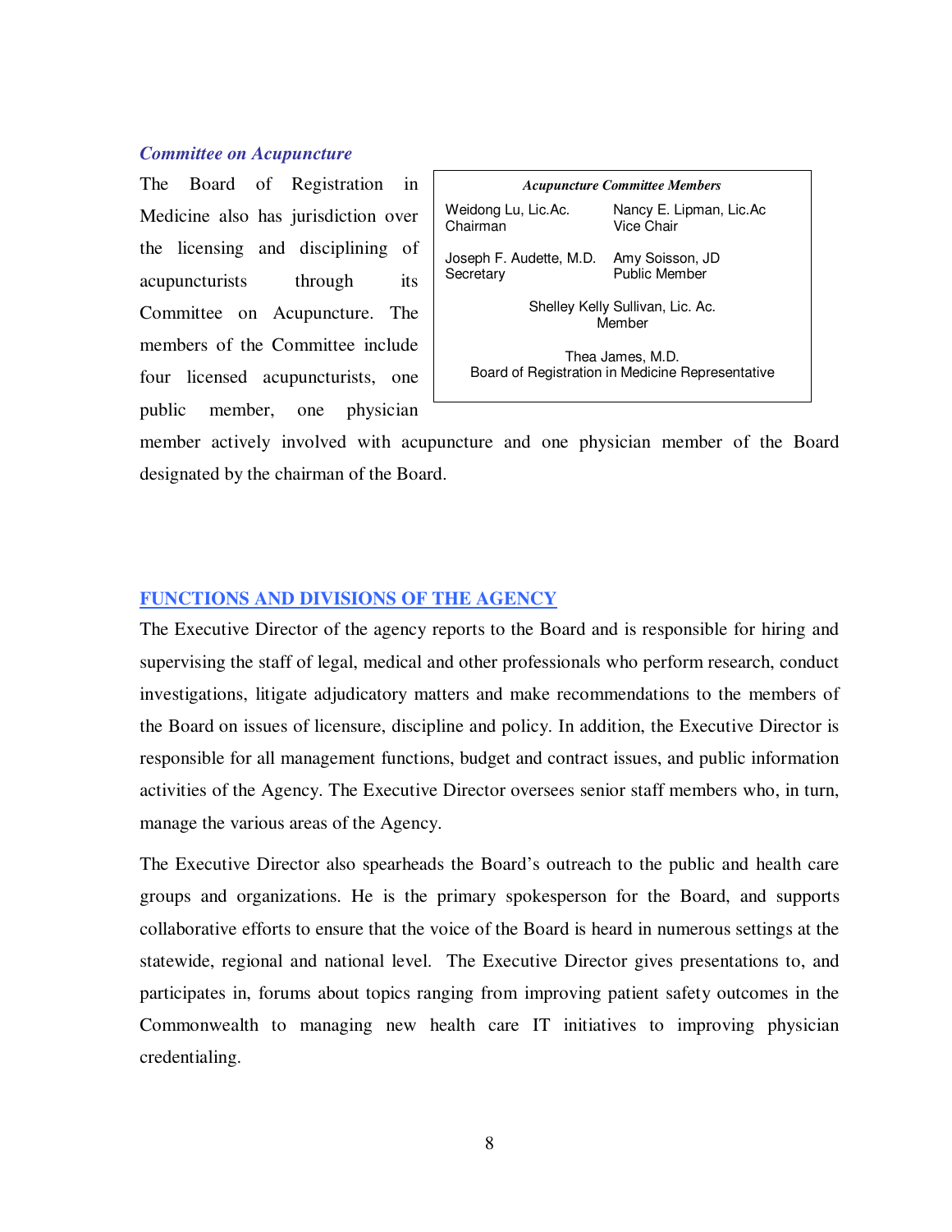### *Committee on Acupuncture*

The Board of Registration in Medicine also has jurisdiction over the licensing and disciplining of acupuncturists through its Committee on Acupuncture. The members of the Committee include four licensed acupuncturists, one public member, one physician member actively involved with acupuncture and one physician member of the Board designated by the chairman of the Board.

***Acupuncture Committee Members***

| | |
|---|---|
| Weidong Lu, Lic.Ac.<br>Chairman | Nancy E. Lipman, Lic.Ac<br>Vice Chair |
| Joseph F. Audette, M.D.<br>Secretary | Amy Soisson, JD<br>Public Member |

Shelley Kelly Sullivan, Lic. Ac.
Member

Thea James, M.D.
Board of Registration in Medicine Representative

## FUNCTIONS AND DIVISIONS OF THE AGENCY

The Executive Director of the agency reports to the Board and is responsible for hiring and supervising the staff of legal, medical and other professionals who perform research, conduct investigations, litigate adjudicatory matters and make recommendations to the members of the Board on issues of licensure, discipline and policy. In addition, the Executive Director is responsible for all management functions, budget and contract issues, and public information activities of the Agency. The Executive Director oversees senior staff members who, in turn, manage the various areas of the Agency.

The Executive Director also spearheads the Board's outreach to the public and health care groups and organizations. He is the primary spokesperson for the Board, and supports collaborative efforts to ensure that the voice of the Board is heard in numerous settings at the statewide, regional and national level. The Executive Director gives presentations to, and participates in, forums about topics ranging from improving patient safety outcomes in the Commonwealth to managing new health care IT initiatives to improving physician credentialing.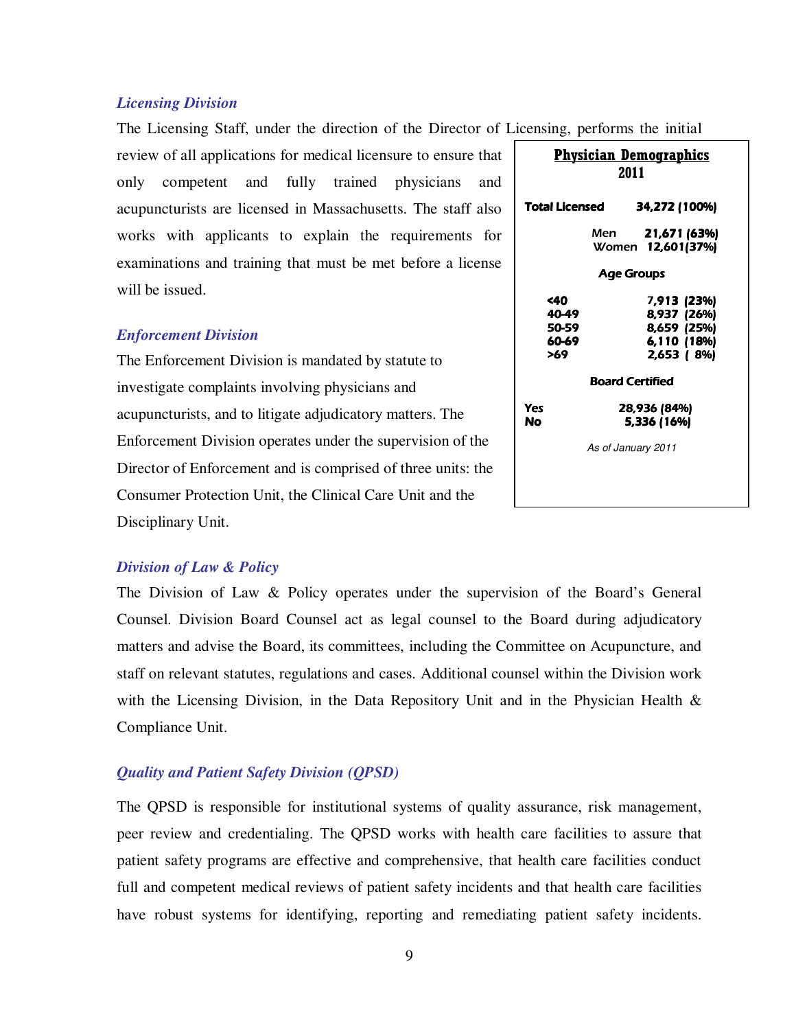### *Licensing Division*

The Licensing Staff, under the direction of the Director of Licensing, performs the initial review of all applications for medical licensure to ensure that only competent and fully trained physicians and acupuncturists are licensed in Massachusetts. The staff also works with applicants to explain the requirements for examinations and training that must be met before a license will be issued.

**Physician Demographics 2011**

| | |
|---|---|
| **Total Licensed** | **34,272 (100%)** |
| Men | 21,671 (63%) |
| Women | 12,601 (37%) |
| **Age Groups** | |
| <40 | 7,913 (23%) |
| 40-49 | 8,937 (26%) |
| 50-59 | 8,659 (25%) |
| 60-69 | 6,110 (18%) |
| >69 | 2,653 ( 8%) |
| **Board Certified** | |
| Yes | 28,936 (84%) |
| No | 5,336 (16%) |

*As of January 2011*

### *Enforcement Division*

The Enforcement Division is mandated by statute to investigate complaints involving physicians and acupuncturists, and to litigate adjudicatory matters. The Enforcement Division operates under the supervision of the Director of Enforcement and is comprised of three units: the Consumer Protection Unit, the Clinical Care Unit and the Disciplinary Unit.

### *Division of Law & Policy*

The Division of Law & Policy operates under the supervision of the Board's General Counsel. Division Board Counsel act as legal counsel to the Board during adjudicatory matters and advise the Board, its committees, including the Committee on Acupuncture, and staff on relevant statutes, regulations and cases. Additional counsel within the Division work with the Licensing Division, in the Data Repository Unit and in the Physician Health & Compliance Unit.

### *Quality and Patient Safety Division (QPSD)*

The QPSD is responsible for institutional systems of quality assurance, risk management, peer review and credentialing. The QPSD works with health care facilities to assure that patient safety programs are effective and comprehensive, that health care facilities conduct full and competent medical reviews of patient safety incidents and that health care facilities have robust systems for identifying, reporting and remediating patient safety incidents.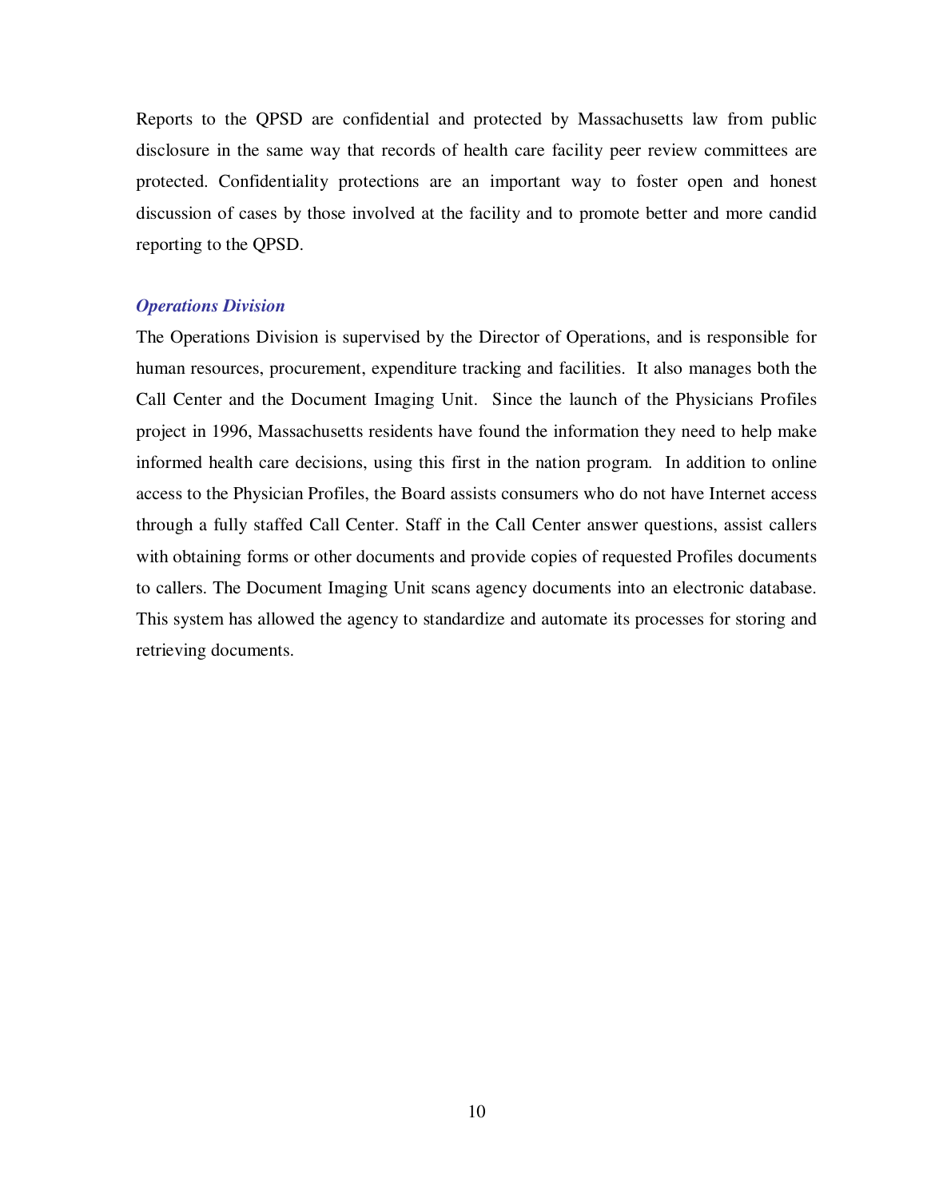Reports to the QPSD are confidential and protected by Massachusetts law from public disclosure in the same way that records of health care facility peer review committees are protected. Confidentiality protections are an important way to foster open and honest discussion of cases by those involved at the facility and to promote better and more candid reporting to the QPSD.

### *Operations Division*

The Operations Division is supervised by the Director of Operations, and is responsible for human resources, procurement, expenditure tracking and facilities. It also manages both the Call Center and the Document Imaging Unit. Since the launch of the Physicians Profiles project in 1996, Massachusetts residents have found the information they need to help make informed health care decisions, using this first in the nation program. In addition to online access to the Physician Profiles, the Board assists consumers who do not have Internet access through a fully staffed Call Center. Staff in the Call Center answer questions, assist callers with obtaining forms or other documents and provide copies of requested Profiles documents to callers. The Document Imaging Unit scans agency documents into an electronic database. This system has allowed the agency to standardize and automate its processes for storing and retrieving documents.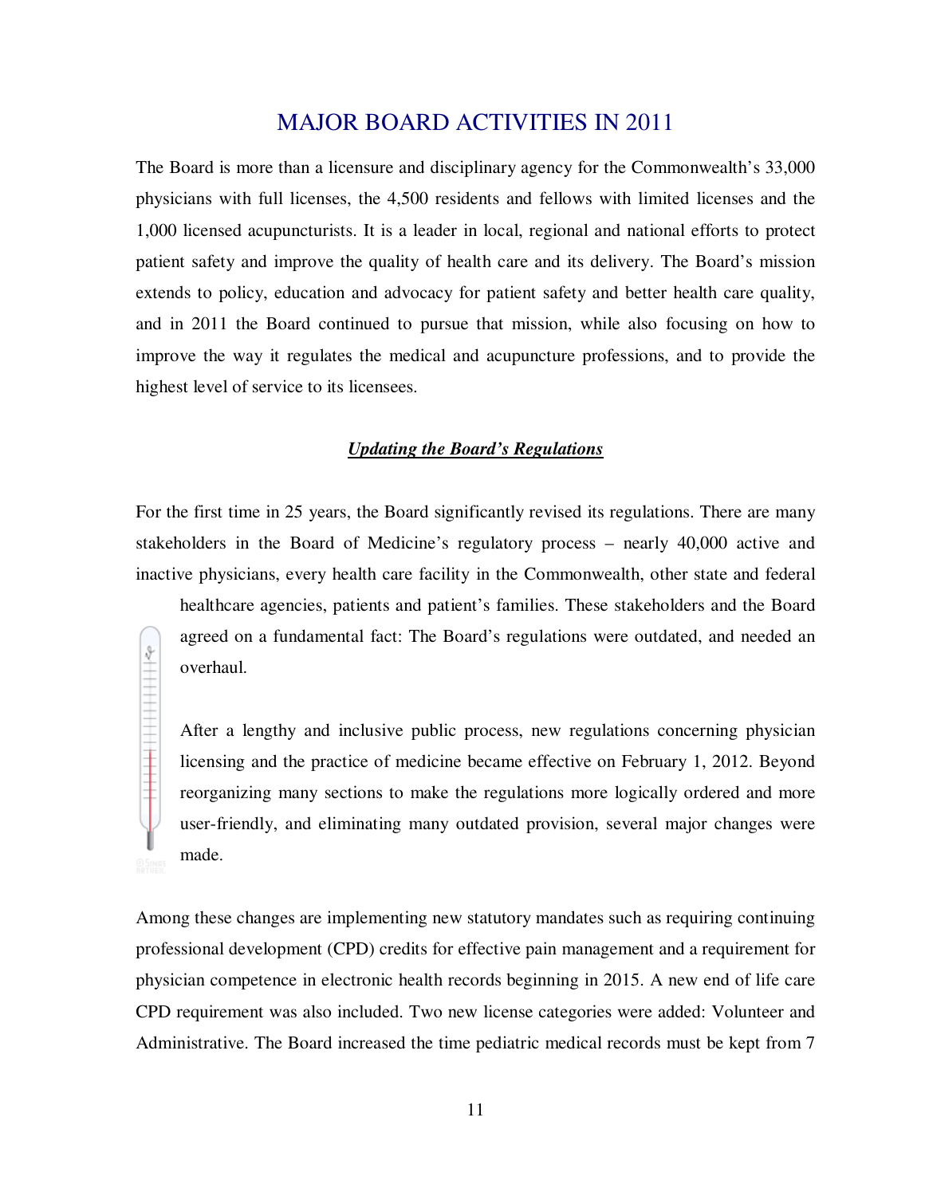# MAJOR BOARD ACTIVITIES IN 2011

The Board is more than a licensure and disciplinary agency for the Commonwealth's 33,000 physicians with full licenses, the 4,500 residents and fellows with limited licenses and the 1,000 licensed acupuncturists. It is a leader in local, regional and national efforts to protect patient safety and improve the quality of health care and its delivery. The Board's mission extends to policy, education and advocacy for patient safety and better health care quality, and in 2011 the Board continued to pursue that mission, while also focusing on how to improve the way it regulates the medical and acupuncture professions, and to provide the highest level of service to its licensees.

## ***Updating the Board's Regulations***

For the first time in 25 years, the Board significantly revised its regulations. There are many stakeholders in the Board of Medicine's regulatory process – nearly 40,000 active and inactive physicians, every health care facility in the Commonwealth, other state and federal healthcare agencies, patients and patient's families. These stakeholders and the Board agreed on a fundamental fact: The Board's regulations were outdated, and needed an overhaul.

After a lengthy and inclusive public process, new regulations concerning physician licensing and the practice of medicine became effective on February 1, 2012. Beyond reorganizing many sections to make the regulations more logically ordered and more user-friendly, and eliminating many outdated provision, several major changes were made.

Among these changes are implementing new statutory mandates such as requiring continuing professional development (CPD) credits for effective pain management and a requirement for physician competence in electronic health records beginning in 2015. A new end of life care CPD requirement was also included. Two new license categories were added: Volunteer and Administrative. The Board increased the time pediatric medical records must be kept from 7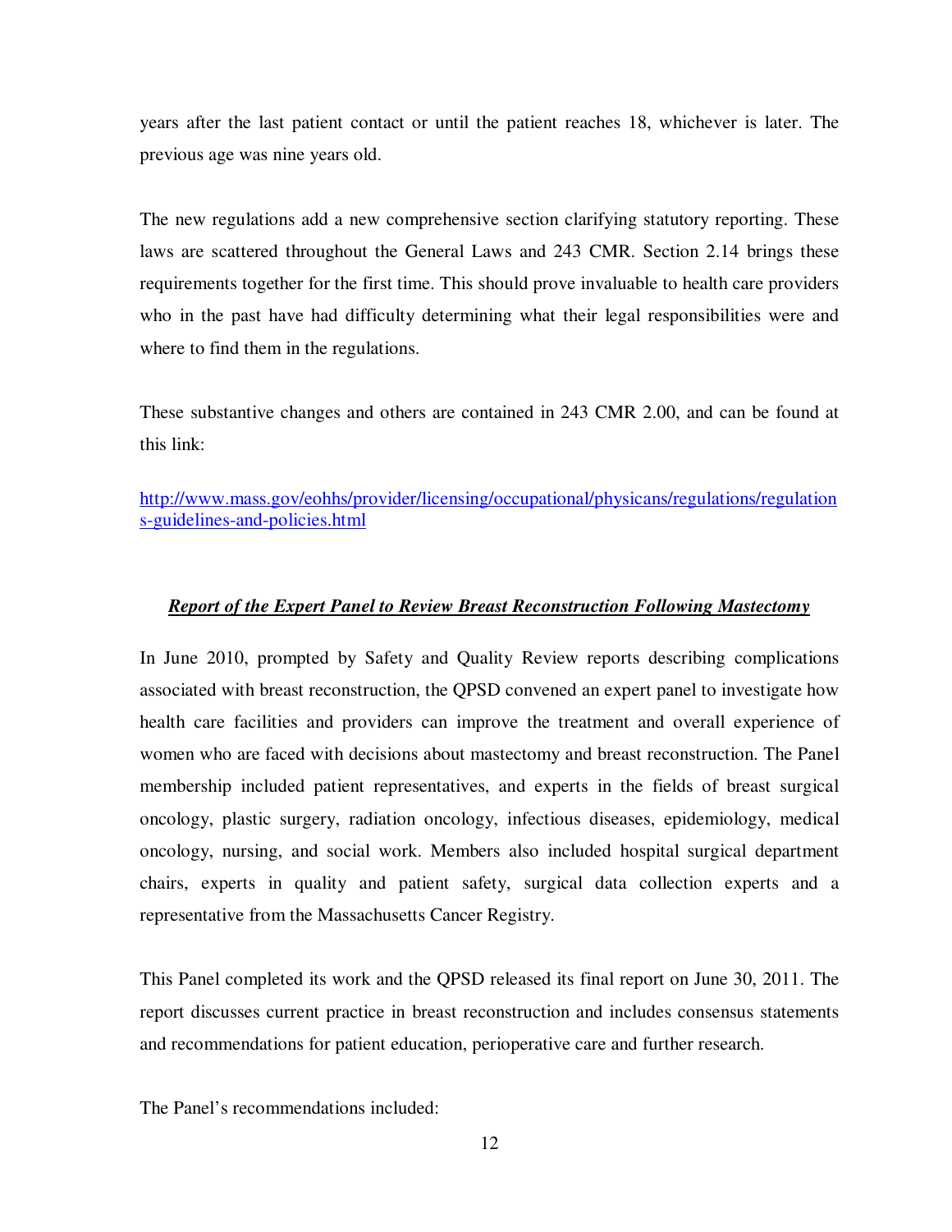years after the last patient contact or until the patient reaches 18, whichever is later. The previous age was nine years old.

The new regulations add a new comprehensive section clarifying statutory reporting. These laws are scattered throughout the General Laws and 243 CMR. Section 2.14 brings these requirements together for the first time. This should prove invaluable to health care providers who in the past have had difficulty determining what their legal responsibilities were and where to find them in the regulations.

These substantive changes and others are contained in 243 CMR 2.00, and can be found at this link:

http://www.mass.gov/eohhs/provider/licensing/occupational/physicans/regulations/regulations-guidelines-and-policies.html

***Report of the Expert Panel to Review Breast Reconstruction Following Mastectomy***

In June 2010, prompted by Safety and Quality Review reports describing complications associated with breast reconstruction, the QPSD convened an expert panel to investigate how health care facilities and providers can improve the treatment and overall experience of women who are faced with decisions about mastectomy and breast reconstruction. The Panel membership included patient representatives, and experts in the fields of breast surgical oncology, plastic surgery, radiation oncology, infectious diseases, epidemiology, medical oncology, nursing, and social work. Members also included hospital surgical department chairs, experts in quality and patient safety, surgical data collection experts and a representative from the Massachusetts Cancer Registry.

This Panel completed its work and the QPSD released its final report on June 30, 2011. The report discusses current practice in breast reconstruction and includes consensus statements and recommendations for patient education, perioperative care and further research.

The Panel's recommendations included: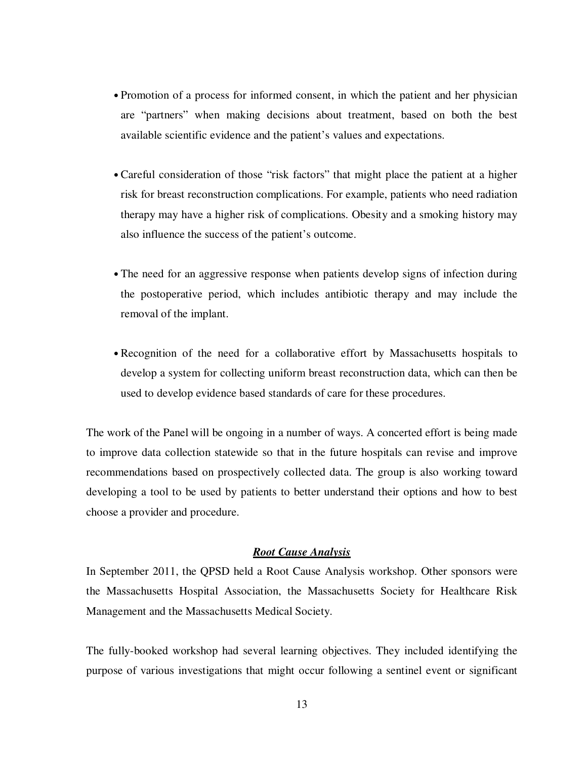- Promotion of a process for informed consent, in which the patient and her physician are "partners" when making decisions about treatment, based on both the best available scientific evidence and the patient's values and expectations.

- Careful consideration of those "risk factors" that might place the patient at a higher risk for breast reconstruction complications. For example, patients who need radiation therapy may have a higher risk of complications. Obesity and a smoking history may also influence the success of the patient's outcome.

- The need for an aggressive response when patients develop signs of infection during the postoperative period, which includes antibiotic therapy and may include the removal of the implant.

- Recognition of the need for a collaborative effort by Massachusetts hospitals to develop a system for collecting uniform breast reconstruction data, which can then be used to develop evidence based standards of care for these procedures.

The work of the Panel will be ongoing in a number of ways. A concerted effort is being made to improve data collection statewide so that in the future hospitals can revise and improve recommendations based on prospectively collected data. The group is also working toward developing a tool to be used by patients to better understand their options and how to best choose a provider and procedure.

### ***Root Cause Analysis***

In September 2011, the QPSD held a Root Cause Analysis workshop. Other sponsors were the Massachusetts Hospital Association, the Massachusetts Society for Healthcare Risk Management and the Massachusetts Medical Society.

The fully-booked workshop had several learning objectives. They included identifying the purpose of various investigations that might occur following a sentinel event or significant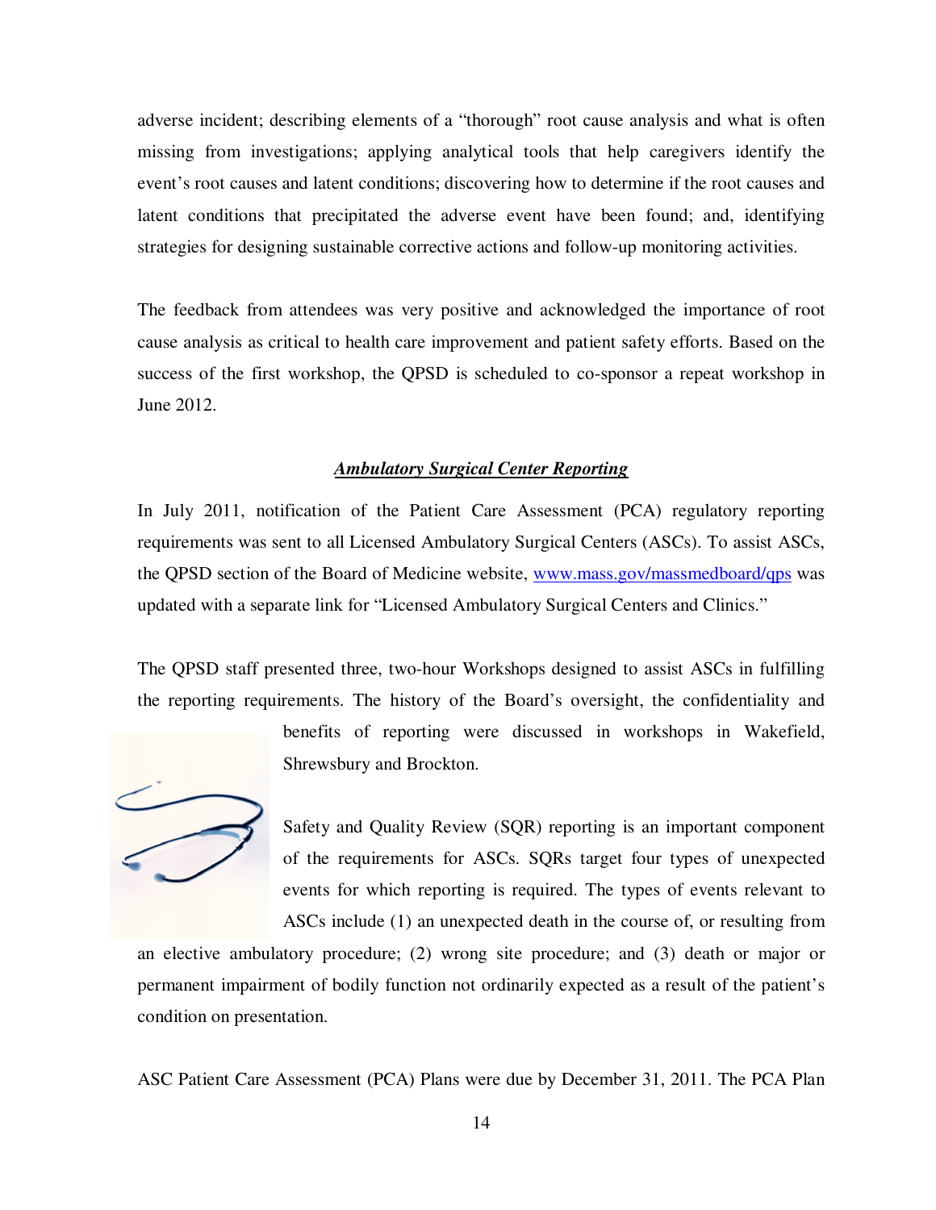adverse incident; describing elements of a "thorough" root cause analysis and what is often missing from investigations; applying analytical tools that help caregivers identify the event's root causes and latent conditions; discovering how to determine if the root causes and latent conditions that precipitated the adverse event have been found; and, identifying strategies for designing sustainable corrective actions and follow-up monitoring activities.

The feedback from attendees was very positive and acknowledged the importance of root cause analysis as critical to health care improvement and patient safety efforts. Based on the success of the first workshop, the QPSD is scheduled to co-sponsor a repeat workshop in June 2012.

### ***Ambulatory Surgical Center Reporting***

In July 2011, notification of the Patient Care Assessment (PCA) regulatory reporting requirements was sent to all Licensed Ambulatory Surgical Centers (ASCs). To assist ASCs, the QPSD section of the Board of Medicine website, www.mass.gov/massmedboard/qps was updated with a separate link for "Licensed Ambulatory Surgical Centers and Clinics."

The QPSD staff presented three, two-hour Workshops designed to assist ASCs in fulfilling the reporting requirements. The history of the Board's oversight, the confidentiality and benefits of reporting were discussed in workshops in Wakefield, Shrewsbury and Brockton.

Safety and Quality Review (SQR) reporting is an important component of the requirements for ASCs. SQRs target four types of unexpected events for which reporting is required. The types of events relevant to ASCs include (1) an unexpected death in the course of, or resulting from an elective ambulatory procedure; (2) wrong site procedure; and (3) death or major or permanent impairment of bodily function not ordinarily expected as a result of the patient's condition on presentation.

ASC Patient Care Assessment (PCA) Plans were due by December 31, 2011. The PCA Plan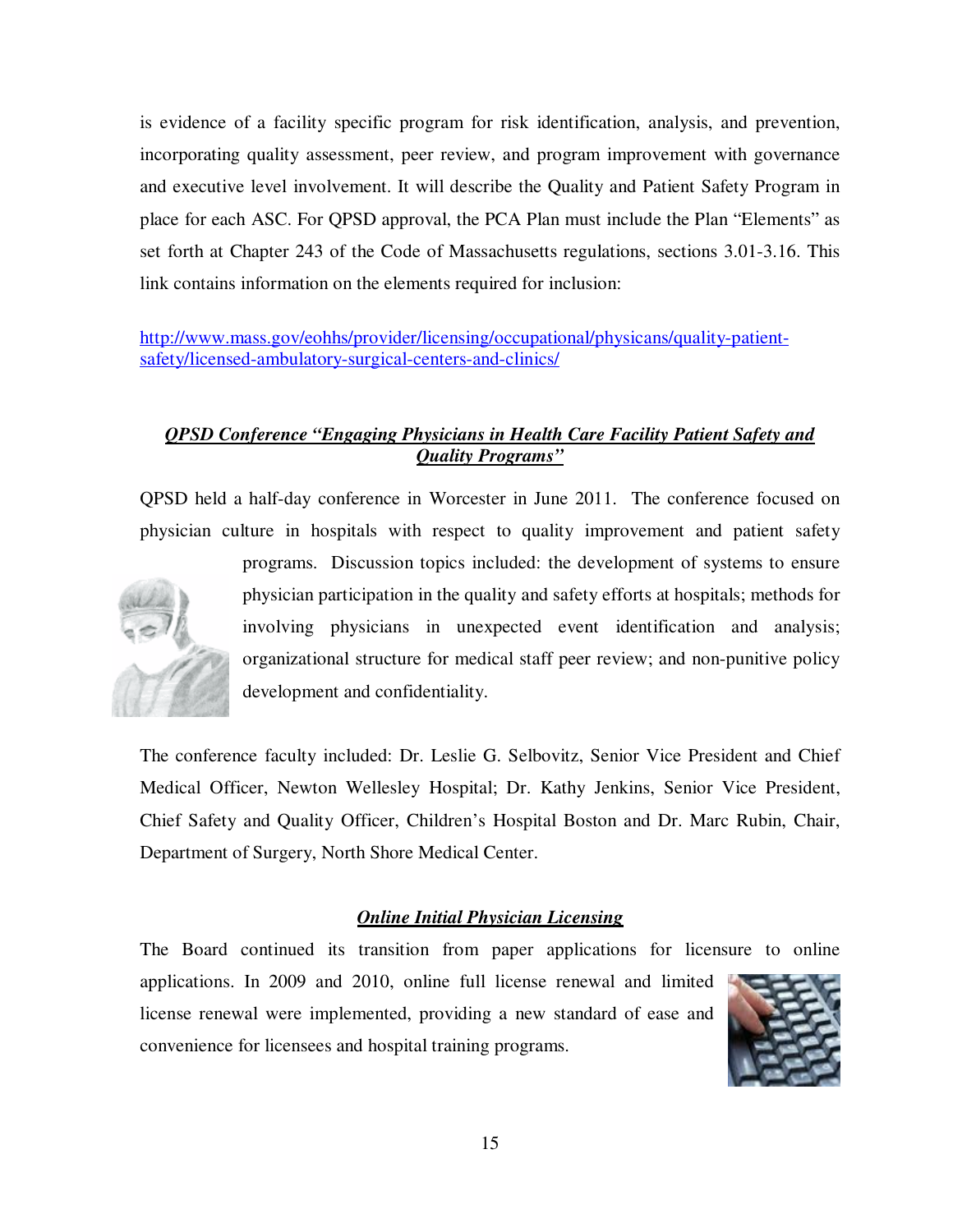is evidence of a facility specific program for risk identification, analysis, and prevention, incorporating quality assessment, peer review, and program improvement with governance and executive level involvement. It will describe the Quality and Patient Safety Program in place for each ASC. For QPSD approval, the PCA Plan must include the Plan "Elements" as set forth at Chapter 243 of the Code of Massachusetts regulations, sections 3.01-3.16. This link contains information on the elements required for inclusion:

http://www.mass.gov/eohhs/provider/licensing/occupational/physicans/quality-patient-safety/licensed-ambulatory-surgical-centers-and-clinics/

## ***QPSD Conference "Engaging Physicians in Health Care Facility Patient Safety and Quality Programs"***

QPSD held a half-day conference in Worcester in June 2011. The conference focused on physician culture in hospitals with respect to quality improvement and patient safety programs. Discussion topics included: the development of systems to ensure physician participation in the quality and safety efforts at hospitals; methods for involving physicians in unexpected event identification and analysis; organizational structure for medical staff peer review; and non-punitive policy development and confidentiality.

The conference faculty included: Dr. Leslie G. Selbovitz, Senior Vice President and Chief Medical Officer, Newton Wellesley Hospital; Dr. Kathy Jenkins, Senior Vice President, Chief Safety and Quality Officer, Children's Hospital Boston and Dr. Marc Rubin, Chair, Department of Surgery, North Shore Medical Center.

## ***Online Initial Physician Licensing***

The Board continued its transition from paper applications for licensure to online applications. In 2009 and 2010, online full license renewal and limited license renewal were implemented, providing a new standard of ease and convenience for licensees and hospital training programs.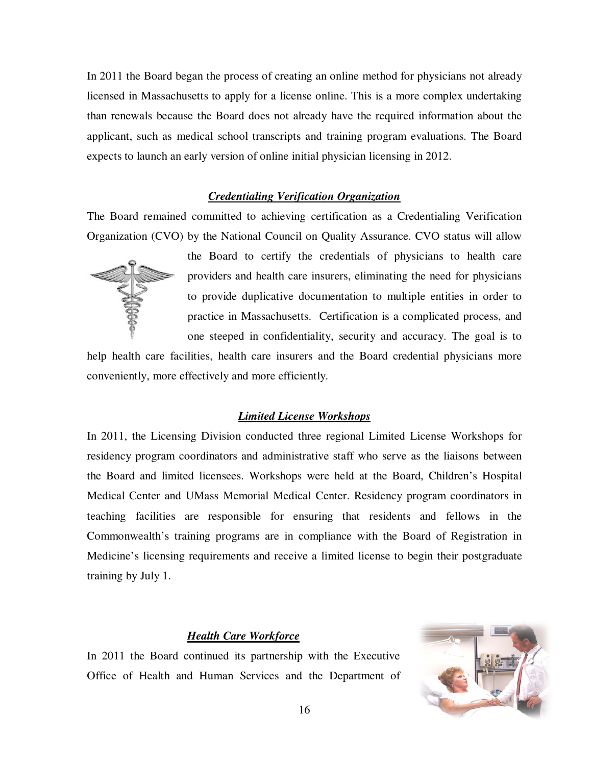In 2011 the Board began the process of creating an online method for physicians not already licensed in Massachusetts to apply for a license online. This is a more complex undertaking than renewals because the Board does not already have the required information about the applicant, such as medical school transcripts and training program evaluations. The Board expects to launch an early version of online initial physician licensing in 2012.

### ***Credentialing Verification Organization***

The Board remained committed to achieving certification as a Credentialing Verification Organization (CVO) by the National Council on Quality Assurance. CVO status will allow the Board to certify the credentials of physicians to health care providers and health care insurers, eliminating the need for physicians to provide duplicative documentation to multiple entities in order to practice in Massachusetts. Certification is a complicated process, and one steeped in confidentiality, security and accuracy. The goal is to help health care facilities, health care insurers and the Board credential physicians more conveniently, more effectively and more efficiently.

### ***Limited License Workshops***

In 2011, the Licensing Division conducted three regional Limited License Workshops for residency program coordinators and administrative staff who serve as the liaisons between the Board and limited licensees. Workshops were held at the Board, Children's Hospital Medical Center and UMass Memorial Medical Center. Residency program coordinators in teaching facilities are responsible for ensuring that residents and fellows in the Commonwealth's training programs are in compliance with the Board of Registration in Medicine's licensing requirements and receive a limited license to begin their postgraduate training by July 1.

### ***Health Care Workforce***

In 2011 the Board continued its partnership with the Executive Office of Health and Human Services and the Department of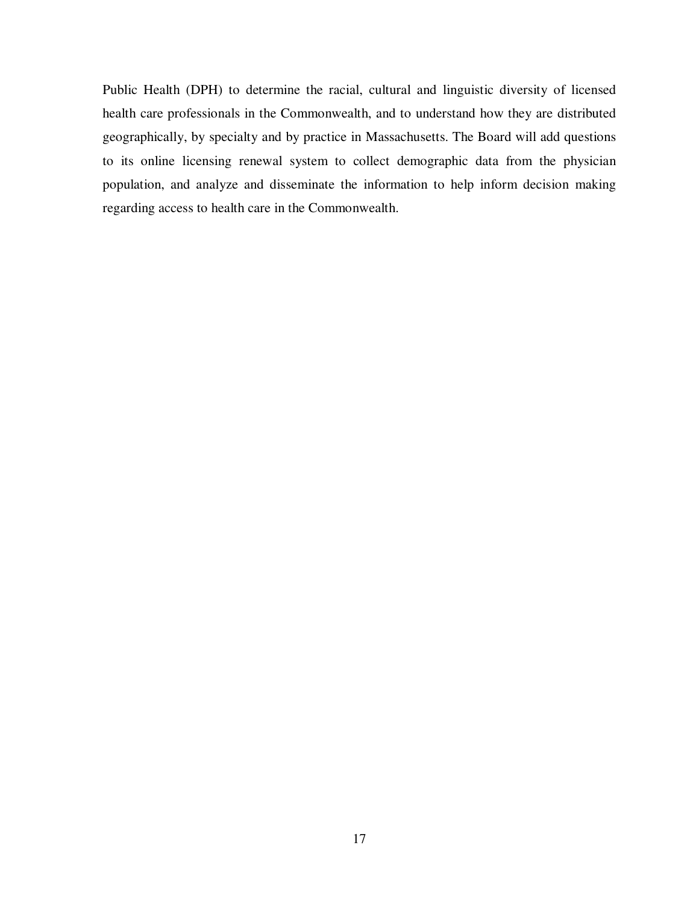Public Health (DPH) to determine the racial, cultural and linguistic diversity of licensed health care professionals in the Commonwealth, and to understand how they are distributed geographically, by specialty and by practice in Massachusetts. The Board will add questions to its online licensing renewal system to collect demographic data from the physician population, and analyze and disseminate the information to help inform decision making regarding access to health care in the Commonwealth.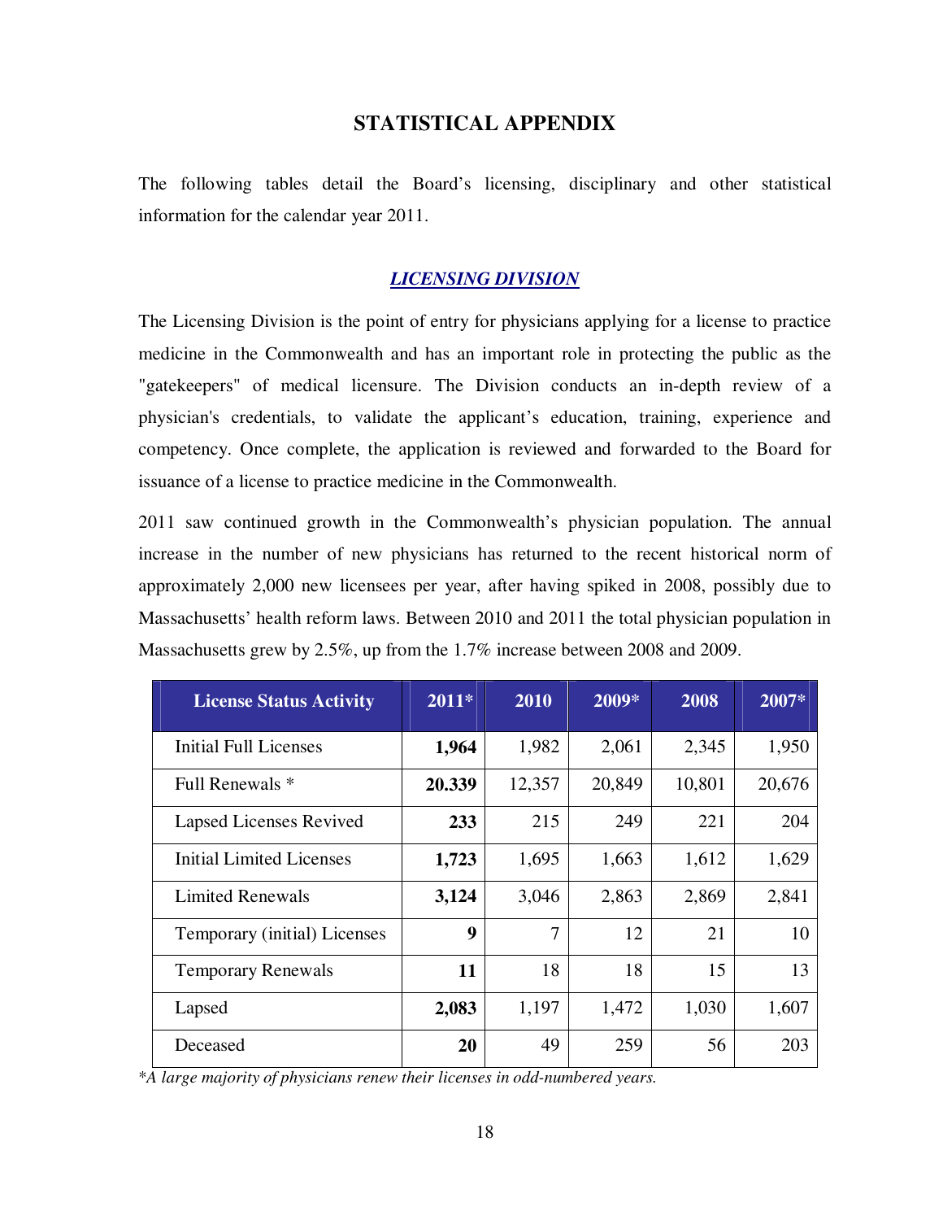# STATISTICAL APPENDIX

The following tables detail the Board's licensing, disciplinary and other statistical information for the calendar year 2011.

## *LICENSING DIVISION*

The Licensing Division is the point of entry for physicians applying for a license to practice medicine in the Commonwealth and has an important role in protecting the public as the "gatekeepers" of medical licensure. The Division conducts an in-depth review of a physician's credentials, to validate the applicant's education, training, experience and competency. Once complete, the application is reviewed and forwarded to the Board for issuance of a license to practice medicine in the Commonwealth.

2011 saw continued growth in the Commonwealth's physician population. The annual increase in the number of new physicians has returned to the recent historical norm of approximately 2,000 new licensees per year, after having spiked in 2008, possibly due to Massachusetts' health reform laws. Between 2010 and 2011 the total physician population in Massachusetts grew by 2.5%, up from the 1.7% increase between 2008 and 2009.

| License Status Activity | 2011* | 2010 | 2009* | 2008 | 2007* |
|---|---|---|---|---|---|
| Initial Full Licenses | **1,964** | 1,982 | 2,061 | 2,345 | 1,950 |
| Full Renewals * | **20.339** | 12,357 | 20,849 | 10,801 | 20,676 |
| Lapsed Licenses Revived | **233** | 215 | 249 | 221 | 204 |
| Initial Limited Licenses | **1,723** | 1,695 | 1,663 | 1,612 | 1,629 |
| Limited Renewals | **3,124** | 3,046 | 2,863 | 2,869 | 2,841 |
| Temporary (initial) Licenses | **9** | 7 | 12 | 21 | 10 |
| Temporary Renewals | **11** | 18 | 18 | 15 | 13 |
| Lapsed | **2,083** | 1,197 | 1,472 | 1,030 | 1,607 |
| Deceased | **20** | 49 | 259 | 56 | 203 |

*\*A large majority of physicians renew their licenses in odd-numbered years.*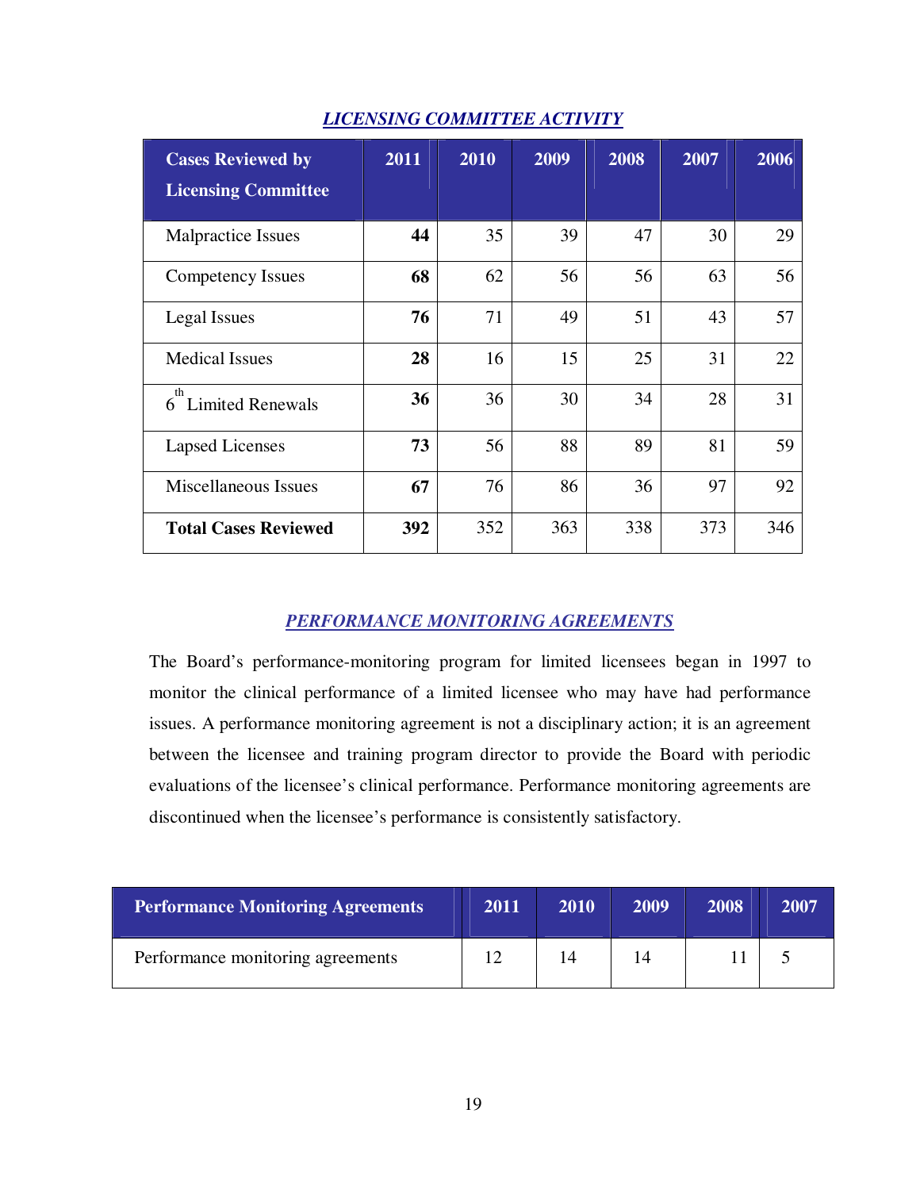## *LICENSING COMMITTEE ACTIVITY*

| Cases Reviewed by Licensing Committee | 2011 | 2010 | 2009 | 2008 | 2007 | 2006 |
|---|---|---|---|---|---|---|
| Malpractice Issues | **44** | 35 | 39 | 47 | 30 | 29 |
| Competency Issues | **68** | 62 | 56 | 56 | 63 | 56 |
| Legal Issues | **76** | 71 | 49 | 51 | 43 | 57 |
| Medical Issues | **28** | 16 | 15 | 25 | 31 | 22 |
| $6^{th}$ Limited Renewals | **36** | 36 | 30 | 34 | 28 | 31 |
| Lapsed Licenses | **73** | 56 | 88 | 89 | 81 | 59 |
| Miscellaneous Issues | **67** | 76 | 86 | 36 | 97 | 92 |
| **Total Cases Reviewed** | **392** | 352 | 363 | 338 | 373 | 346 |

## *PERFORMANCE MONITORING AGREEMENTS*

The Board's performance-monitoring program for limited licensees began in 1997 to monitor the clinical performance of a limited licensee who may have had performance issues. A performance monitoring agreement is not a disciplinary action; it is an agreement between the licensee and training program director to provide the Board with periodic evaluations of the licensee's clinical performance. Performance monitoring agreements are discontinued when the licensee's performance is consistently satisfactory.

| Performance Monitoring Agreements | 2011 | 2010 | 2009 | 2008 | 2007 |
|---|---|---|---|---|---|
| Performance monitoring agreements | 12 | 14 | 14 | 11 | 5 |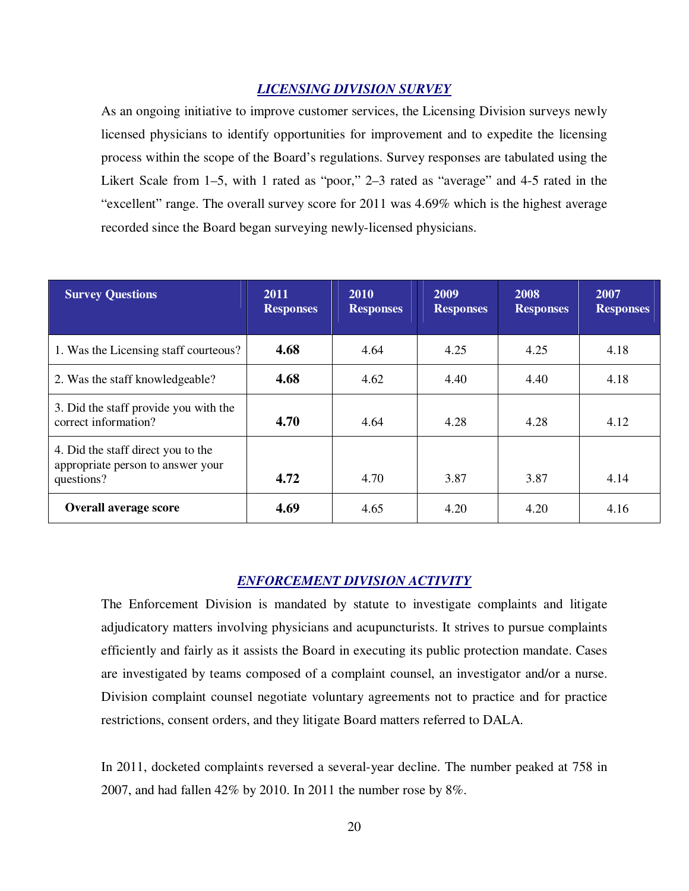## ***LICENSING DIVISION SURVEY***

As an ongoing initiative to improve customer services, the Licensing Division surveys newly licensed physicians to identify opportunities for improvement and to expedite the licensing process within the scope of the Board's regulations. Survey responses are tabulated using the Likert Scale from 1–5, with 1 rated as "poor," 2–3 rated as "average" and 4-5 rated in the "excellent" range. The overall survey score for 2011 was 4.69% which is the highest average recorded since the Board began surveying newly-licensed physicians.

| Survey Questions | 2011 Responses | 2010 Responses | 2009 Responses | 2008 Responses | 2007 Responses |
|---|---|---|---|---|---|
| 1. Was the Licensing staff courteous? | **4.68** | 4.64 | 4.25 | 4.25 | 4.18 |
| 2. Was the staff knowledgeable? | **4.68** | 4.62 | 4.40 | 4.40 | 4.18 |
| 3. Did the staff provide you with the correct information? | **4.70** | 4.64 | 4.28 | 4.28 | 4.12 |
| 4. Did the staff direct you to the appropriate person to answer your questions? | **4.72** | 4.70 | 3.87 | 3.87 | 4.14 |
| **Overall average score** | **4.69** | 4.65 | 4.20 | 4.20 | 4.16 |

## ***ENFORCEMENT DIVISION ACTIVITY***

The Enforcement Division is mandated by statute to investigate complaints and litigate adjudicatory matters involving physicians and acupuncturists. It strives to pursue complaints efficiently and fairly as it assists the Board in executing its public protection mandate. Cases are investigated by teams composed of a complaint counsel, an investigator and/or a nurse. Division complaint counsel negotiate voluntary agreements not to practice and for practice restrictions, consent orders, and they litigate Board matters referred to DALA.

In 2011, docketed complaints reversed a several-year decline. The number peaked at 758 in 2007, and had fallen 42% by 2010. In 2011 the number rose by 8%.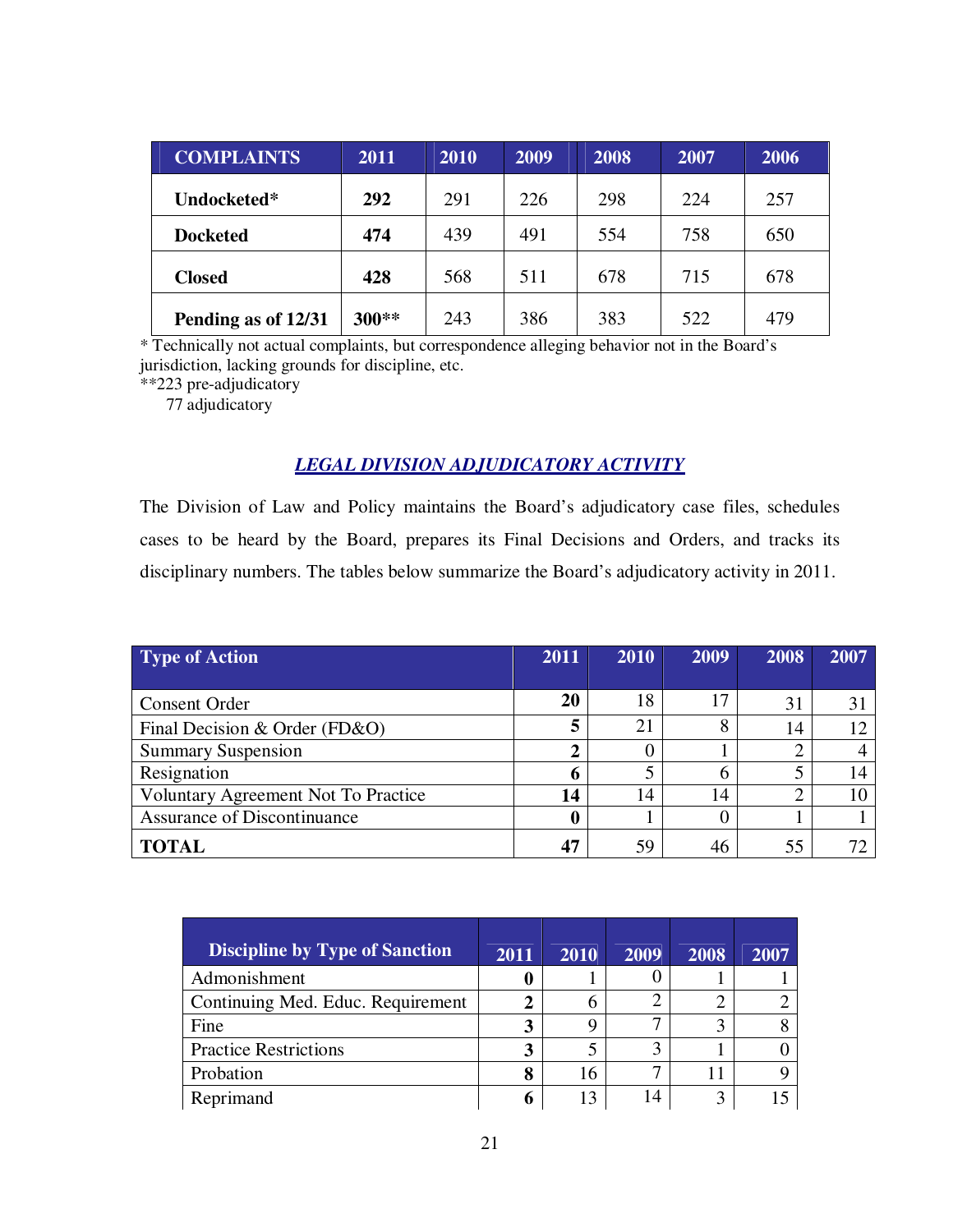| COMPLAINTS | 2011 | 2010 | 2009 | 2008 | 2007 | 2006 |
|---|---|---|---|---|---|---|
| **Undocketed*** | **292** | 291 | 226 | 298 | 224 | 257 |
| **Docketed** | **474** | 439 | 491 | 554 | 758 | 650 |
| **Closed** | **428** | 568 | 511 | 678 | 715 | 678 |
| **Pending as of 12/31** | **300**** | 243 | 386 | 383 | 522 | 479 |

* Technically not actual complaints, but correspondence alleging behavior not in the Board's jurisdiction, lacking grounds for discipline, etc.
**223 pre-adjudicatory
77 adjudicatory

## *LEGAL DIVISION ADJUDICATORY ACTIVITY*

The Division of Law and Policy maintains the Board's adjudicatory case files, schedules cases to be heard by the Board, prepares its Final Decisions and Orders, and tracks its disciplinary numbers. The tables below summarize the Board's adjudicatory activity in 2011.

| Type of Action | 2011 | 2010 | 2009 | 2008 | 2007 |
|---|---|---|---|---|---|
| Consent Order | **20** | 18 | 17 | 31 | 31 |
| Final Decision & Order (FD&O) | **5** | 21 | 8 | 14 | 12 |
| Summary Suspension | **2** | 0 | 1 | 2 | 4 |
| Resignation | **6** | 5 | 6 | 5 | 14 |
| Voluntary Agreement Not To Practice | **14** | 14 | 14 | 2 | 10 |
| Assurance of Discontinuance | **0** | 1 | 0 | 1 | 1 |
| **TOTAL** | **47** | 59 | 46 | 55 | 72 |

| Discipline by Type of Sanction | 2011 | 2010 | 2009 | 2008 | 2007 |
|---|---|---|---|---|---|
| Admonishment | **0** | 1 | 0 | 1 | 1 |
| Continuing Med. Educ. Requirement | **2** | 6 | 2 | 2 | 2 |
| Fine | **3** | 9 | 7 | 3 | 8 |
| Practice Restrictions | **3** | 5 | 3 | 1 | 0 |
| Probation | **8** | 16 | 7 | 11 | 9 |
| Reprimand | **6** | 13 | 14 | 3 | 15 |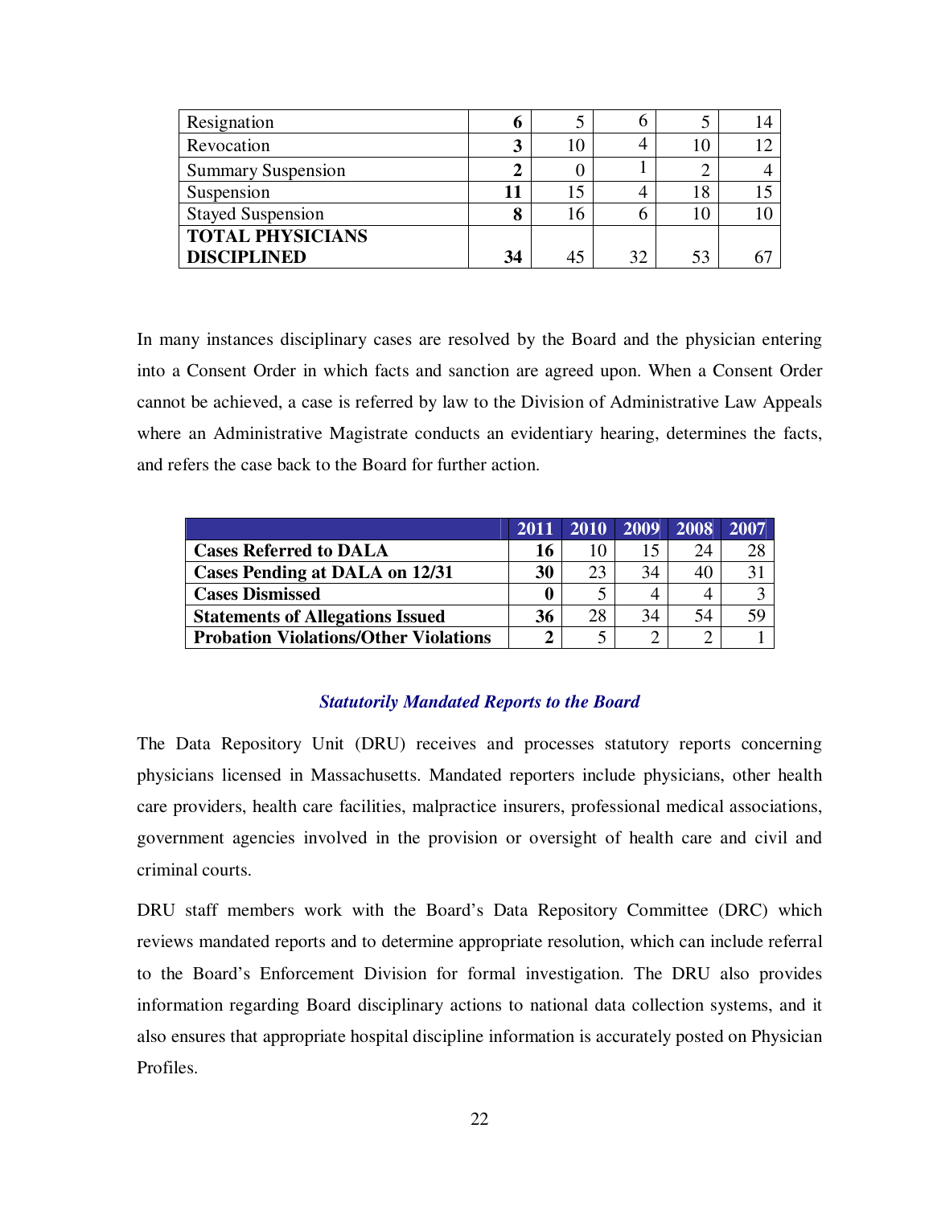| | | | | | |
|---|---|---|---|---|---|
| Resignation | **6** | 5 | 6 | 5 | 14 |
| Revocation | **3** | 10 | 4 | 10 | 12 |
| Summary Suspension | **2** | 0 | 1 | 2 | 4 |
| Suspension | **11** | 15 | 4 | 18 | 15 |
| Stayed Suspension | **8** | 16 | 6 | 10 | 10 |
| **TOTAL PHYSICIANS DISCIPLINED** | **34** | 45 | 32 | 53 | 67 |

In many instances disciplinary cases are resolved by the Board and the physician entering into a Consent Order in which facts and sanction are agreed upon. When a Consent Order cannot be achieved, a case is referred by law to the Division of Administrative Law Appeals where an Administrative Magistrate conducts an evidentiary hearing, determines the facts, and refers the case back to the Board for further action.

| | 2011 | 2010 | 2009 | 2008 | 2007 |
|---|---|---|---|---|---|
| **Cases Referred to DALA** | **16** | 10 | 15 | 24 | 28 |
| **Cases Pending at DALA on 12/31** | **30** | 23 | 34 | 40 | 31 |
| **Cases Dismissed** | **0** | 5 | 4 | 4 | 3 |
| **Statements of Allegations Issued** | **36** | 28 | 34 | 54 | 59 |
| **Probation Violations/Other Violations** | **2** | 5 | 2 | 2 | 1 |

### *Statutorily Mandated Reports to the Board*

The Data Repository Unit (DRU) receives and processes statutory reports concerning physicians licensed in Massachusetts. Mandated reporters include physicians, other health care providers, health care facilities, malpractice insurers, professional medical associations, government agencies involved in the provision or oversight of health care and civil and criminal courts.

DRU staff members work with the Board's Data Repository Committee (DRC) which reviews mandated reports and to determine appropriate resolution, which can include referral to the Board's Enforcement Division for formal investigation. The DRU also provides information regarding Board disciplinary actions to national data collection systems, and it also ensures that appropriate hospital discipline information is accurately posted on Physician Profiles.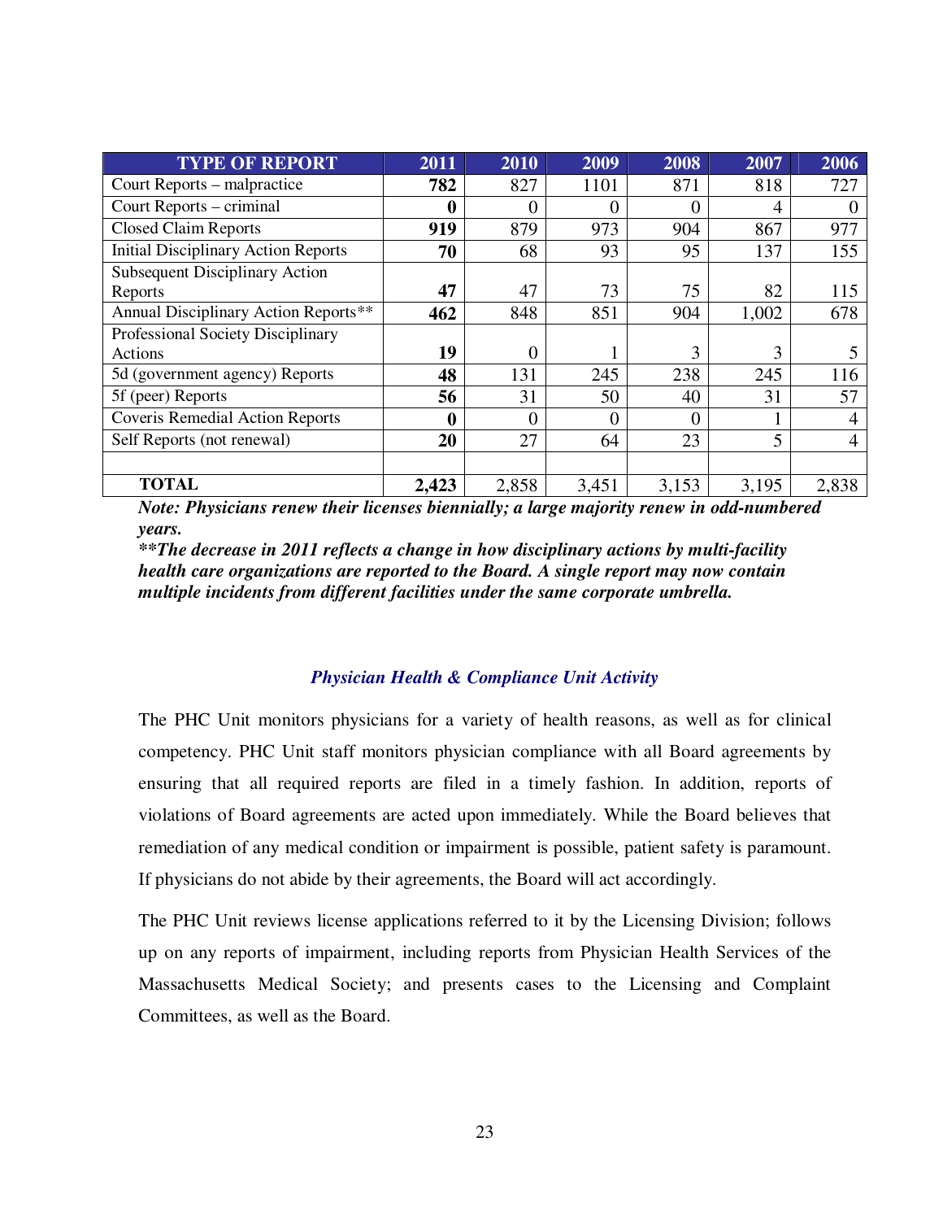| TYPE OF REPORT | 2011 | 2010 | 2009 | 2008 | 2007 | 2006 |
|---|---|---|---|---|---|---|
| Court Reports – malpractice | **782** | 827 | 1101 | 871 | 818 | 727 |
| Court Reports – criminal | **0** | 0 | 0 | 0 | 4 | 0 |
| Closed Claim Reports | **919** | 879 | 973 | 904 | 867 | 977 |
| Initial Disciplinary Action Reports | **70** | 68 | 93 | 95 | 137 | 155 |
| Subsequent Disciplinary Action Reports | **47** | 47 | 73 | 75 | 82 | 115 |
| Annual Disciplinary Action Reports** | **462** | 848 | 851 | 904 | 1,002 | 678 |
| Professional Society Disciplinary Actions | **19** | 0 | 1 | 3 | 3 | 5 |
| 5d (government agency) Reports | **48** | 131 | 245 | 238 | 245 | 116 |
| 5f (peer) Reports | **56** | 31 | 50 | 40 | 31 | 57 |
| Coveris Remedial Action Reports | **0** | 0 | 0 | 0 | 1 | 4 |
| Self Reports (not renewal) | **20** | 27 | 64 | 23 | 5 | 4 |
| | | | | | | |
| **TOTAL** | **2,423** | 2,858 | 3,451 | 3,153 | 3,195 | 2,838 |

***Note: Physicians renew their licenses biennially; a large majority renew in odd-numbered years.***

*****The decrease in 2011 reflects a change in how disciplinary actions by multi-facility health care organizations are reported to the Board. A single report may now contain multiple incidents from different facilities under the same corporate umbrella.***

### *Physician Health & Compliance Unit Activity*

The PHC Unit monitors physicians for a variety of health reasons, as well as for clinical competency. PHC Unit staff monitors physician compliance with all Board agreements by ensuring that all required reports are filed in a timely fashion. In addition, reports of violations of Board agreements are acted upon immediately. While the Board believes that remediation of any medical condition or impairment is possible, patient safety is paramount. If physicians do not abide by their agreements, the Board will act accordingly.

The PHC Unit reviews license applications referred to it by the Licensing Division; follows up on any reports of impairment, including reports from Physician Health Services of the Massachusetts Medical Society; and presents cases to the Licensing and Complaint Committees, as well as the Board.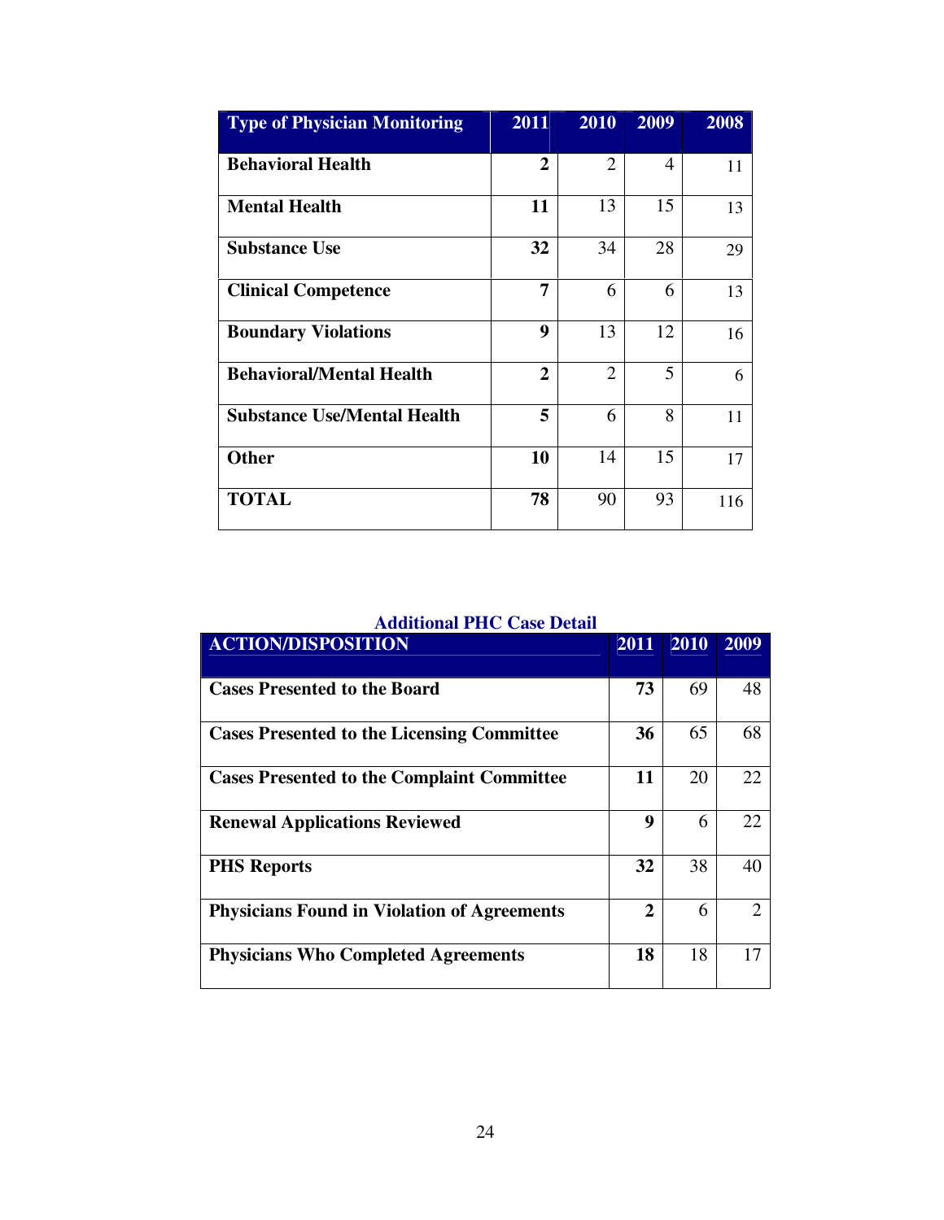| Type of Physician Monitoring | 2011 | 2010 | 2009 | 2008 |
|---|---|---|---|---|
| **Behavioral Health** | **2** | 2 | 4 | 11 |
| **Mental Health** | **11** | 13 | 15 | 13 |
| **Substance Use** | **32** | 34 | 28 | 29 |
| **Clinical Competence** | **7** | 6 | 6 | 13 |
| **Boundary Violations** | **9** | 13 | 12 | 16 |
| **Behavioral/Mental Health** | **2** | 2 | 5 | 6 |
| **Substance Use/Mental Health** | **5** | 6 | 8 | 11 |
| **Other** | **10** | 14 | 15 | 17 |
| **TOTAL** | **78** | 90 | 93 | 116 |

### Additional PHC Case Detail

| ACTION/DISPOSITION | 2011 | 2010 | 2009 |
|---|---|---|---|
| **Cases Presented to the Board** | **73** | 69 | 48 |
| **Cases Presented to the Licensing Committee** | **36** | 65 | 68 |
| **Cases Presented to the Complaint Committee** | **11** | 20 | 22 |
| **Renewal Applications Reviewed** | **9** | 6 | 22 |
| **PHS Reports** | **32** | 38 | 40 |
| **Physicians Found in Violation of Agreements** | **2** | 6 | 2 |
| **Physicians Who Completed Agreements** | **18** | 18 | 17 |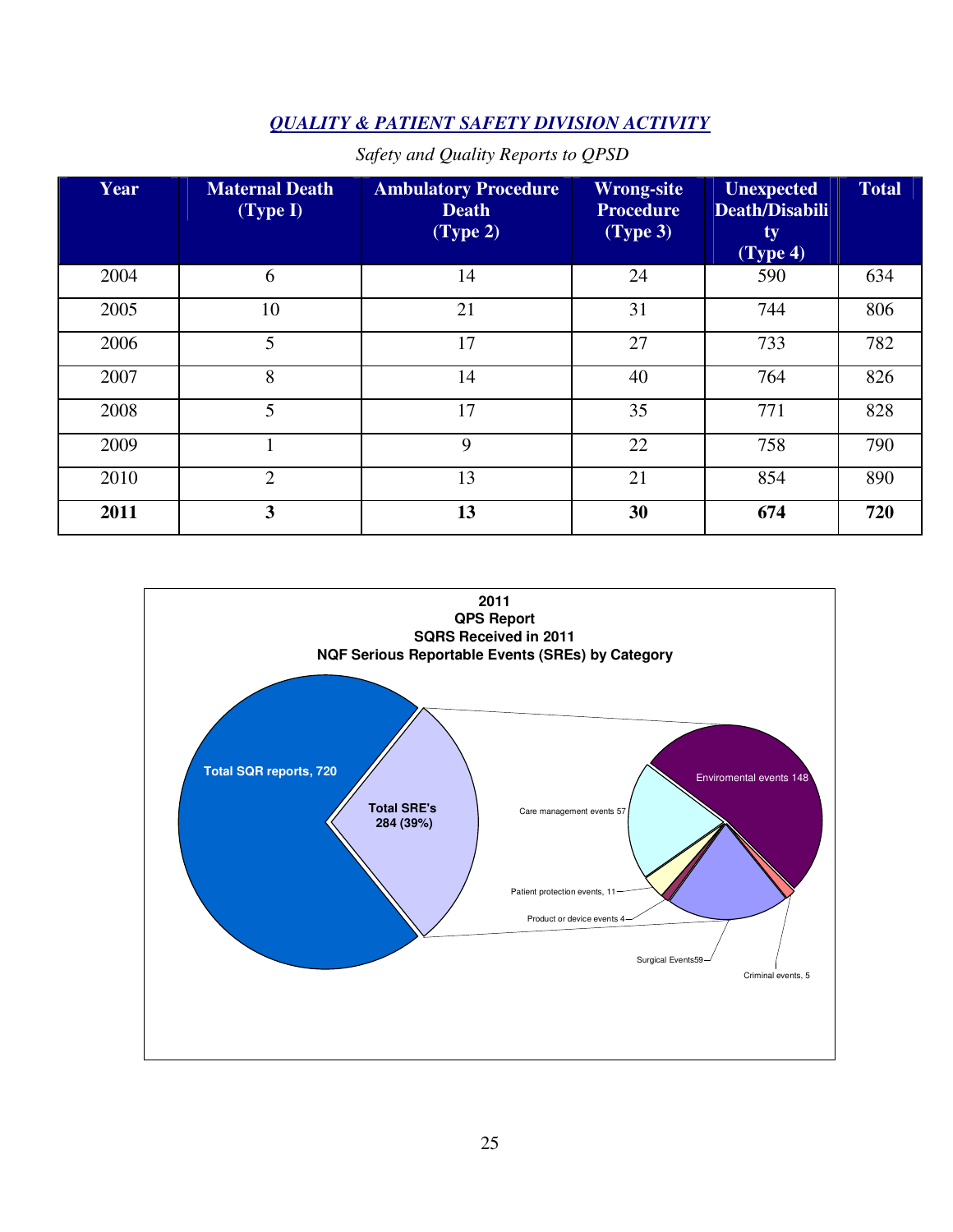## *QUALITY & PATIENT SAFETY DIVISION ACTIVITY*

*Safety and Quality Reports to QPSD*

| Year | Maternal Death (Type I) | Ambulatory Procedure Death (Type 2) | Wrong-site Procedure (Type 3) | Unexpected Death/Disability (Type 4) | Total |
|---|---|---|---|---|---|
| 2004 | 6 | 14 | 24 | 590 | 634 |
| 2005 | 10 | 21 | 31 | 744 | 806 |
| 2006 | 5 | 17 | 27 | 733 | 782 |
| 2007 | 8 | 14 | 40 | 764 | 826 |
| 2008 | 5 | 17 | 35 | 771 | 828 |
| 2009 | 1 | 9 | 22 | 758 | 790 |
| 2010 | 2 | 13 | 21 | 854 | 890 |
| **2011** | **3** | **13** | **30** | **674** | **720** |

**2011**
**QPS Report**
**SQRS Received in 2011**
**NQF Serious Reportable Events (SREs) by Category**

- Total SQR reports, 720
- Total SRE's 284 (39%)
- Enviromental events 148
- Care management events 57
- Patient protection events, 11
- Product or device events 4
- Surgical Events59
- Criminal events, 5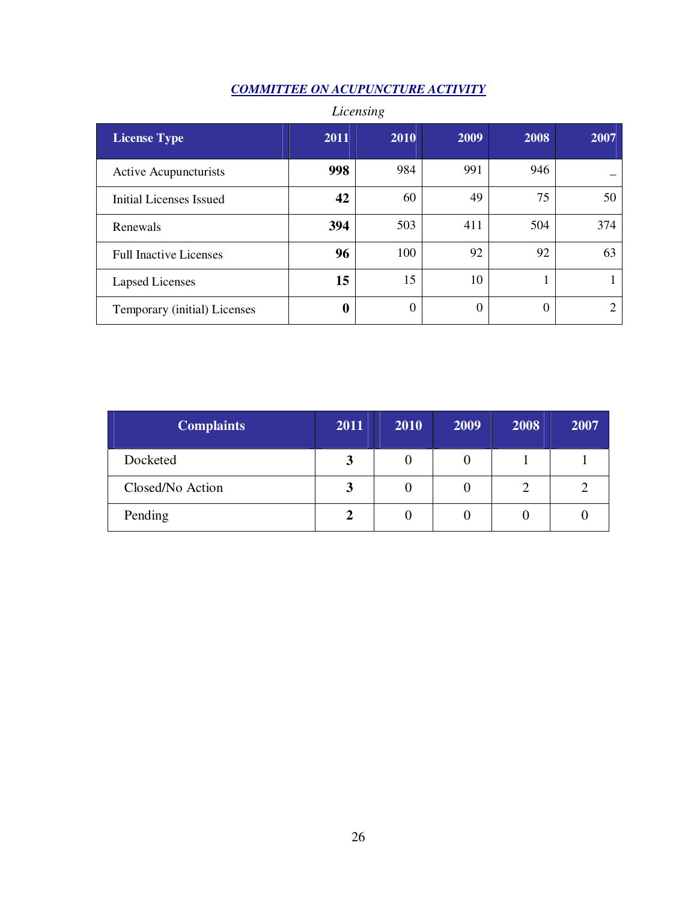## ***COMMITTEE ON ACUPUNCTURE ACTIVITY***

*Licensing*

| License Type | 2011 | 2010 | 2009 | 2008 | 2007 |
|---|---|---|---|---|---|
| Active Acupuncturists | **998** | 984 | 991 | 946 | – |
| Initial Licenses Issued | **42** | 60 | 49 | 75 | 50 |
| Renewals | **394** | 503 | 411 | 504 | 374 |
| Full Inactive Licenses | **96** | 100 | 92 | 92 | 63 |
| Lapsed Licenses | **15** | 15 | 10 | 1 | 1 |
| Temporary (initial) Licenses | **0** | 0 | 0 | 0 | 2 |

| Complaints | 2011 | 2010 | 2009 | 2008 | 2007 |
|---|---|---|---|---|---|
| Docketed | **3** | 0 | 0 | 1 | 1 |
| Closed/No Action | **3** | 0 | 0 | 2 | 2 |
| Pending | **2** | 0 | 0 | 0 | 0 |